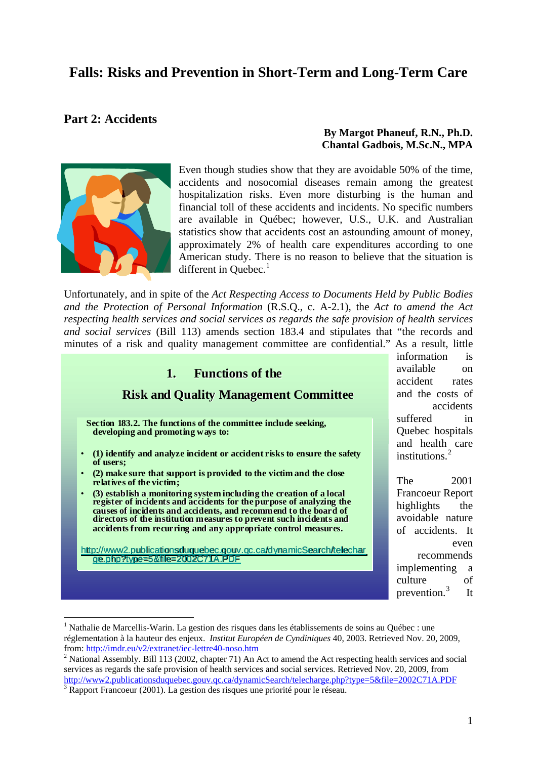# Falls: Risks and Prevention in Short-Term and Long-Term Care

## Part 2: Accidents

**By Margot Phaneuf, R.N., Ph.D.**
**Chantal Gadbois, M.Sc.N., MPA**

Even though studies show that they are avoidable 50% of the time, accidents and nosocomial diseases remain among the greatest hospitalization risks. Even more disturbing is the human and financial toll of these accidents and incidents. No specific numbers are available in Québec; however, U.S., U.K. and Australian statistics show that accidents cost an astounding amount of money, approximately 2% of health care expenditures according to one American study. There is no reason to believe that the situation is different in Quebec.[1]

Unfortunately, and in spite of the *Act Respecting Access to Documents Held by Public Bodies and the Protection of Personal Information* (R.S.Q., c. A-2.1), the *Act to amend the Act respecting health services and social services as regards the safe provision of health services and social services* (Bill 113) amends section 183.4 and stipulates that "the records and minutes of a risk and quality management committee are confidential." As a result, little information is available on accident rates and the costs of accidents suffered in Quebec hospitals and health care institutions.[2]

> ### 1. Functions of the Risk and Quality Management Committee
>
> **Section 183.2. The functions of the committee include seeking, developing and promoting ways to:**
>
> - **(1) identify and analyze incident or accident risks to ensure the safety of users;**
> - **(2) make sure that support is provided to the victim and the close relatives of the victim;**
> - **(3) establish a monitoring system including the creation of a local register of incidents and accidents for the purpose of analyzing the causes of incidents and accidents, and recommend to the board of directors of the institution measures to prevent such incidents and accidents from recurring and any appropriate control measures.**
>
> http://www2.publicationsduquebec.gouv.qc.ca/dynamicSearch/telecharge.php?type=5&file=2002C71A.PDF

The 2001 Francoeur Report highlights the avoidable nature of accidents. It even recommends implementing a culture of prevention.[3] It

---

[1] Nathalie de Marcellis-Warin. La gestion des risques dans les établissements de soins au Québec : une réglementation à la hauteur des enjeux. *Institut Européen de Cyndiniques* 40, 2003. Retrieved Nov. 20, 2009, from: http://imdr.eu/v2/extranet/iec-lettre40-noso.htm

[2] National Assembly. Bill 113 (2002, chapter 71) An Act to amend the Act respecting health services and social services as regards the safe provision of health services and social services. Retrieved Nov. 20, 2009, from http://www2.publicationsduquebec.gouv.qc.ca/dynamicSearch/telecharge.php?type=5&file=2002C71A.PDF

[3] Rapport Francoeur (2001). La gestion des risques une priorité pour le réseau.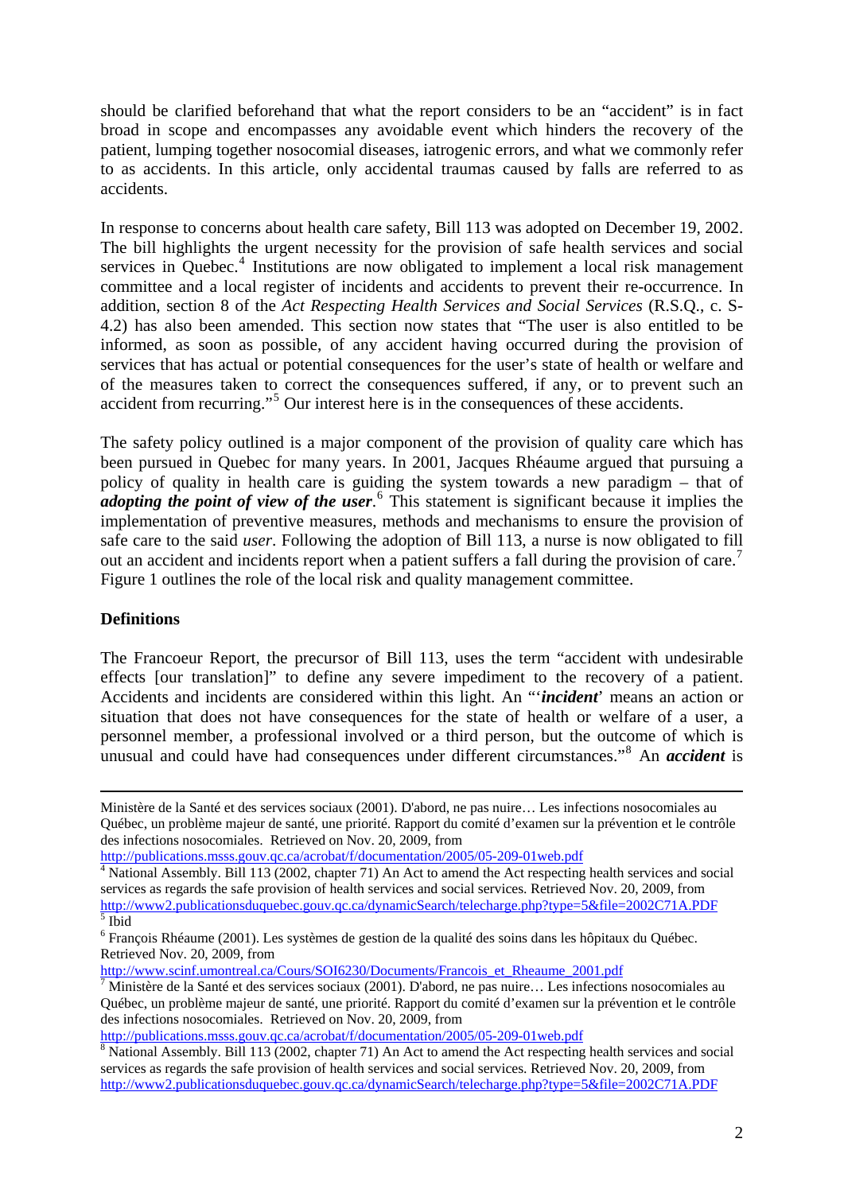should be clarified beforehand that what the report considers to be an "accident" is in fact broad in scope and encompasses any avoidable event which hinders the recovery of the patient, lumping together nosocomial diseases, iatrogenic errors, and what we commonly refer to as accidents. In this article, only accidental traumas caused by falls are referred to as accidents.

In response to concerns about health care safety, Bill 113 was adopted on December 19, 2002. The bill highlights the urgent necessity for the provision of safe health services and social services in Quebec.[4] Institutions are now obligated to implement a local risk management committee and a local register of incidents and accidents to prevent their re-occurrence. In addition, section 8 of the *Act Respecting Health Services and Social Services* (R.S.Q., c. S-4.2) has also been amended. This section now states that "The user is also entitled to be informed, as soon as possible, of any accident having occurred during the provision of services that has actual or potential consequences for the user's state of health or welfare and of the measures taken to correct the consequences suffered, if any, or to prevent such an accident from recurring."[5] Our interest here is in the consequences of these accidents.

The safety policy outlined is a major component of the provision of quality care which has been pursued in Quebec for many years. In 2001, Jacques Rhéaume argued that pursuing a policy of quality in health care is guiding the system towards a new paradigm – that of ***adopting the point of view of the user***.[6] This statement is significant because it implies the implementation of preventive measures, methods and mechanisms to ensure the provision of safe care to the said *user*. Following the adoption of Bill 113, a nurse is now obligated to fill out an accident and incidents report when a patient suffers a fall during the provision of care.[7] Figure 1 outlines the role of the local risk and quality management committee.

**Definitions**

The Francoeur Report, the precursor of Bill 113, uses the term "accident with undesirable effects [our translation]" to define any severe impediment to the recovery of a patient. Accidents and incidents are considered within this light. An "'***incident***' means an action or situation that does not have consequences for the state of health or welfare of a user, a personnel member, a professional involved or a third person, but the outcome of which is unusual and could have had consequences under different circumstances."[8] An ***accident*** is

---

Ministère de la Santé et des services sociaux (2001). D'abord, ne pas nuire… Les infections nosocomiales au Québec, un problème majeur de santé, une priorité. Rapport du comité d'examen sur la prévention et le contrôle des infections nosocomiales. Retrieved on Nov. 20, 2009, from http://publications.msss.gouv.qc.ca/acrobat/f/documentation/2005/05-209-01web.pdf

[4] National Assembly. Bill 113 (2002, chapter 71) An Act to amend the Act respecting health services and social services as regards the safe provision of health services and social services. Retrieved Nov. 20, 2009, from http://www2.publicationsduquebec.gouv.qc.ca/dynamicSearch/telecharge.php?type=5&file=2002C71A.PDF

[5] Ibid

[6] François Rhéaume (2001). Les systèmes de gestion de la qualité des soins dans les hôpitaux du Québec. Retrieved Nov. 20, 2009, from http://www.scinf.umontreal.ca/Cours/SOI6230/Documents/Francois_et_Rheaume_2001.pdf

[7] Ministère de la Santé et des services sociaux (2001). D'abord, ne pas nuire… Les infections nosocomiales au Québec, un problème majeur de santé, une priorité. Rapport du comité d'examen sur la prévention et le contrôle des infections nosocomiales. Retrieved on Nov. 20, 2009, from http://publications.msss.gouv.qc.ca/acrobat/f/documentation/2005/05-209-01web.pdf

[8] National Assembly. Bill 113 (2002, chapter 71) An Act to amend the Act respecting health services and social services as regards the safe provision of health services and social services. Retrieved Nov. 20, 2009, from http://www2.publicationsduquebec.gouv.qc.ca/dynamicSearch/telecharge.php?type=5&file=2002C71A.PDF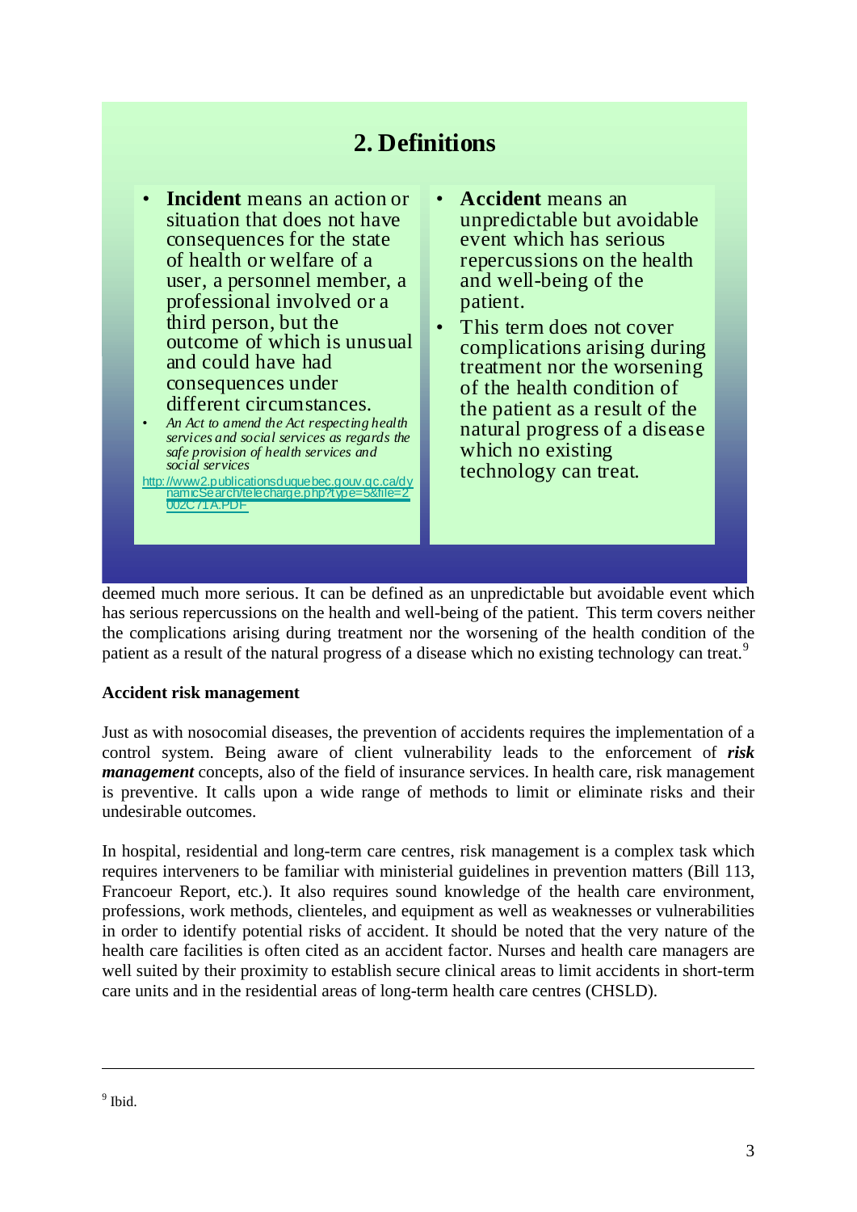## 2. Definitions

- **Incident** means an action or situation that does not have consequences for the state of health or welfare of a user, a personnel member, a professional involved or a third person, but the outcome of which is unusual and could have had consequences under different circumstances.
- *An Act to amend the Act respecting health services and social services as regards the safe provision of health services and social services*

http://www2.publicationsduquebec.gouv.qc.ca/dynamicSearch/telecharge.php?type=5&file=2002C71A.PDF

- **Accident** means an unpredictable but avoidable event which has serious repercussions on the health and well-being of the patient.
- This term does not cover complications arising during treatment nor the worsening of the health condition of the patient as a result of the natural progress of a disease which no existing technology can treat.

deemed much more serious. It can be defined as an unpredictable but avoidable event which has serious repercussions on the health and well-being of the patient. This term covers neither the complications arising during treatment nor the worsening of the health condition of the patient as a result of the natural progress of a disease which no existing technology can treat.[9]

**Accident risk management**

Just as with nosocomial diseases, the prevention of accidents requires the implementation of a control system. Being aware of client vulnerability leads to the enforcement of ***risk management*** concepts, also of the field of insurance services. In health care, risk management is preventive. It calls upon a wide range of methods to limit or eliminate risks and their undesirable outcomes.

In hospital, residential and long-term care centres, risk management is a complex task which requires interveners to be familiar with ministerial guidelines in prevention matters (Bill 113, Francoeur Report, etc.). It also requires sound knowledge of the health care environment, professions, work methods, clienteles, and equipment as well as weaknesses or vulnerabilities in order to identify potential risks of accident. It should be noted that the very nature of the health care facilities is often cited as an accident factor. Nurses and health care managers are well suited by their proximity to establish secure clinical areas to limit accidents in short-term care units and in the residential areas of long-term health care centres (CHSLD).

---

[9] Ibid.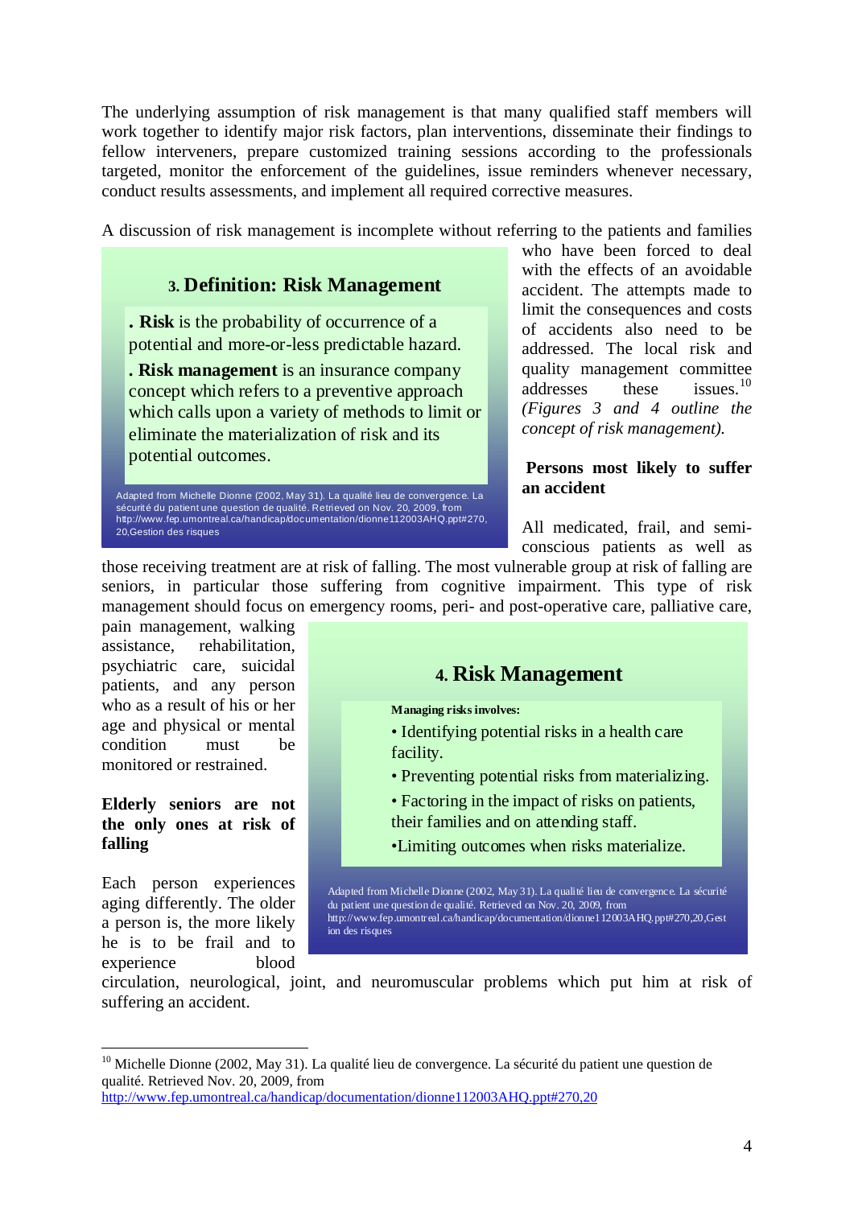The underlying assumption of risk management is that many qualified staff members will work together to identify major risk factors, plan interventions, disseminate their findings to fellow interveners, prepare customized training sessions according to the professionals targeted, monitor the enforcement of the guidelines, issue reminders whenever necessary, conduct results assessments, and implement all required corrective measures.

A discussion of risk management is incomplete without referring to the patients and families who have been forced to deal with the effects of an avoidable accident. The attempts made to limit the consequences and costs of accidents also need to be addressed. The local risk and quality management committee addresses these issues.[10] *(Figures 3 and 4 outline the concept of risk management).*

### 3. Definition: Risk Management

**. Risk** is the probability of occurrence of a potential and more-or-less predictable hazard.

**. Risk management** is an insurance company concept which refers to a preventive approach which calls upon a variety of methods to limit or eliminate the materialization of risk and its potential outcomes.

Adapted from Michelle Dionne (2002, May 31). La qualité lieu de convergence. La sécurité du patient une question de qualité. Retrieved on Nov. 20, 2009, from http://www.fep.umontreal.ca/handicap/documentation/dionne112003AHQ.ppt#270, 20,Gestion des risques

**Persons most likely to suffer an accident**

All medicated, frail, and semi-conscious patients as well as those receiving treatment are at risk of falling. The most vulnerable group at risk of falling are seniors, in particular those suffering from cognitive impairment. This type of risk management should focus on emergency rooms, peri- and post-operative care, palliative care, pain management, walking assistance, rehabilitation, psychiatric care, suicidal patients, and any person who as a result of his or her age and physical or mental condition must be monitored or restrained.

### 4. Risk Management

**Managing risks involves:**

- Identifying potential risks in a health care facility.
- Preventing potential risks from materializing.
- Factoring in the impact of risks on patients, their families and on attending staff.
- Limiting outcomes when risks materialize.

Adapted from Michelle Dionne (2002, May 31). La qualité lieu de convergence. La sécurité du patient une question de qualité. Retrieved on Nov. 20, 2009, from http://www.fep.umontreal.ca/handicap/documentation/dionne112003AHQ.ppt#270,20,Gestion des risques

**Elderly seniors are not the only ones at risk of falling**

Each person experiences aging differently. The older a person is, the more likely he is to be frail and to experience blood circulation, neurological, joint, and neuromuscular problems which put him at risk of suffering an accident.

---

[10] Michelle Dionne (2002, May 31). La qualité lieu de convergence. La sécurité du patient une question de qualité. Retrieved Nov. 20, 2009, from http://www.fep.umontreal.ca/handicap/documentation/dionne112003AHQ.ppt#270,20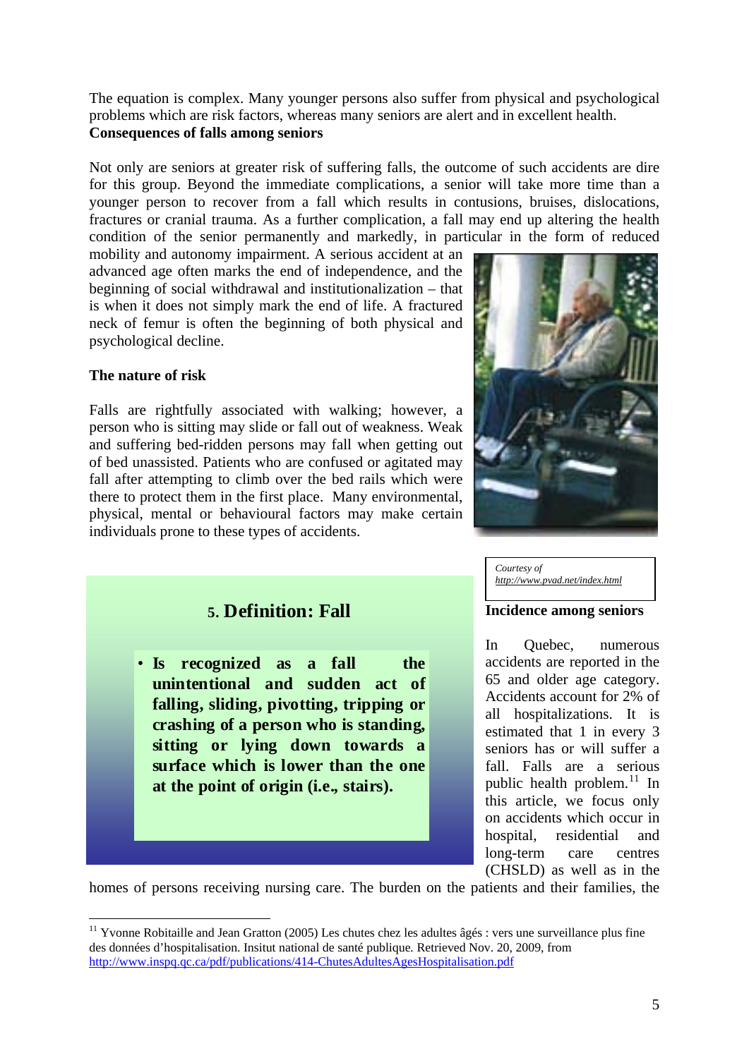The equation is complex. Many younger persons also suffer from physical and psychological problems which are risk factors, whereas many seniors are alert and in excellent health.

**Consequences of falls among seniors**

Not only are seniors at greater risk of suffering falls, the outcome of such accidents are dire for this group. Beyond the immediate complications, a senior will take more time than a younger person to recover from a fall which results in contusions, bruises, dislocations, fractures or cranial trauma. As a further complication, a fall may end up altering the health condition of the senior permanently and markedly, in particular in the form of reduced mobility and autonomy impairment. A serious accident at an advanced age often marks the end of independence, and the beginning of social withdrawal and institutionalization – that is when it does not simply mark the end of life. A fractured neck of femur is often the beginning of both physical and psychological decline.

**The nature of risk**

Falls are rightfully associated with walking; however, a person who is sitting may slide or fall out of weakness. Weak and suffering bed-ridden persons may fall when getting out of bed unassisted. Patients who are confused or agitated may fall after attempting to climb over the bed rails which were there to protect them in the first place. Many environmental, physical, mental or behavioural factors may make certain individuals prone to these types of accidents.

*Courtesy of http://www.pvad.net/index.html*

## 5. Definition: Fall

- **Is recognized as a fall the unintentional and sudden act of falling, sliding, pivotting, tripping or crashing of a person who is standing, sitting or lying down towards a surface which is lower than the one at the point of origin (i.e., stairs).**

**Incidence among seniors**

In Quebec, numerous accidents are reported in the 65 and older age category. Accidents account for 2% of all hospitalizations. It is estimated that 1 in every 3 seniors has or will suffer a fall. Falls are a serious public health problem.[11] In this article, we focus only on accidents which occur in hospital, residential and long-term care centres (CHSLD) as well as in the homes of persons receiving nursing care. The burden on the patients and their families, the

[11] Yvonne Robitaille and Jean Gratton (2005) Les chutes chez les adultes âgés : vers une surveillance plus fine des données d'hospitalisation. Insitut national de santé publique. Retrieved Nov. 20, 2009, from http://www.inspq.qc.ca/pdf/publications/414-ChutesAdultesAgesHospitalisation.pdf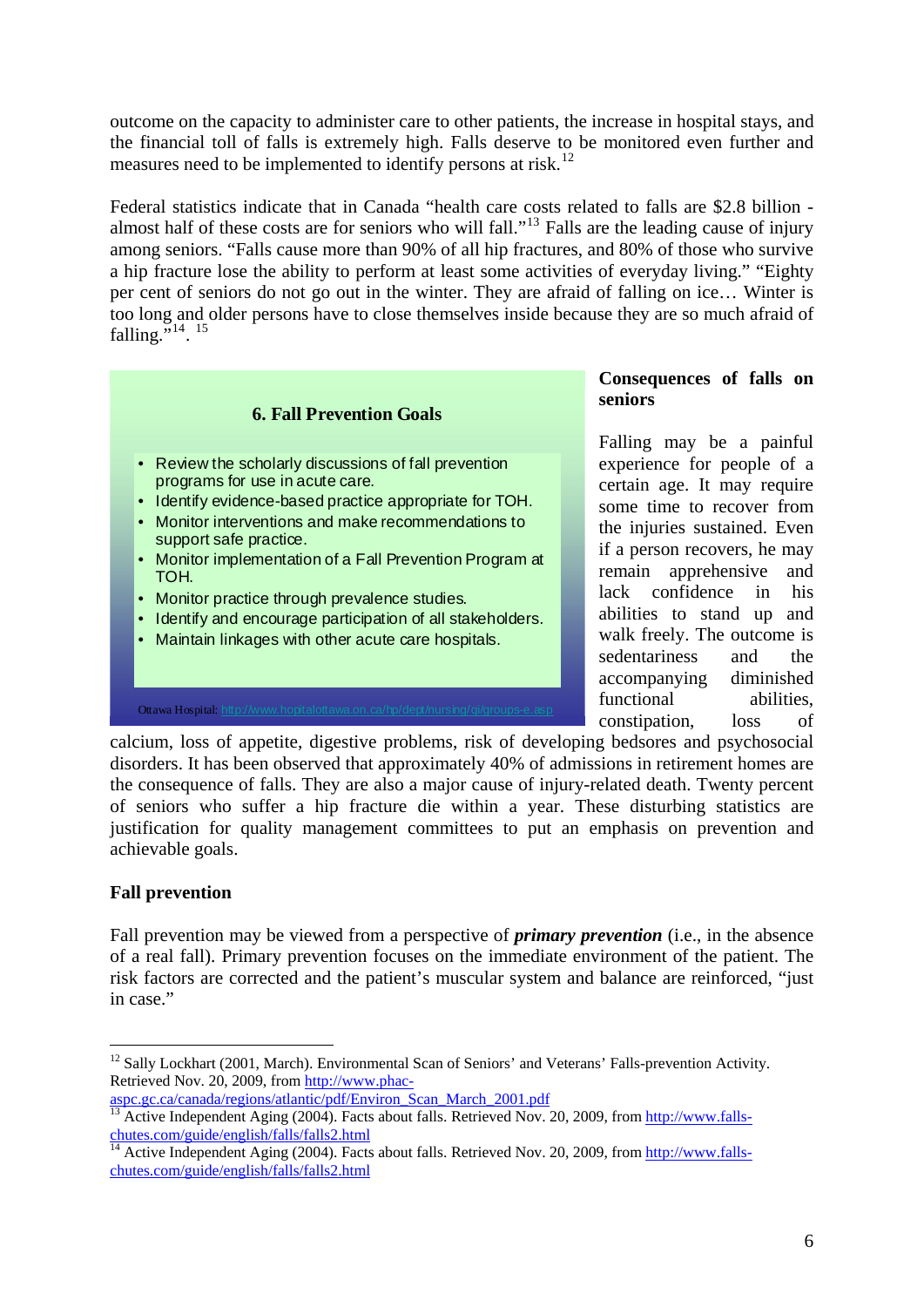outcome on the capacity to administer care to other patients, the increase in hospital stays, and the financial toll of falls is extremely high. Falls deserve to be monitored even further and measures need to be implemented to identify persons at risk.[12]

Federal statistics indicate that in Canada "health care costs related to falls are $2.8 billion - almost half of these costs are for seniors who will fall."[13] Falls are the leading cause of injury among seniors. "Falls cause more than 90% of all hip fractures, and 80% of those who survive a hip fracture lose the ability to perform at least some activities of everyday living." "Eighty per cent of seniors do not go out in the winter. They are afraid of falling on ice… Winter is too long and older persons have to close themselves inside because they are so much afraid of falling."[14], [15]

**6. Fall Prevention Goals**

- Review the scholarly discussions of fall prevention programs for use in acute care.
- Identify evidence-based practice appropriate for TOH.
- Monitor interventions and make recommendations to support safe practice.
- Monitor implementation of a Fall Prevention Program at TOH.
- Monitor practice through prevalence studies.
- Identify and encourage participation of all stakeholders.
- Maintain linkages with other acute care hospitals.

Ottawa Hospital: http://www.hopitalottawa.on.ca/hp/dept/nursing/qi/groups-e.asp

**Consequences of falls on seniors**

Falling may be a painful experience for people of a certain age. It may require some time to recover from the injuries sustained. Even if a person recovers, he may remain apprehensive and lack confidence in his abilities to stand up and walk freely. The outcome is sedentariness and the accompanying diminished functional abilities, constipation, loss of calcium, loss of appetite, digestive problems, risk of developing bedsores and psychosocial disorders. It has been observed that approximately 40% of admissions in retirement homes are the consequence of falls. They are also a major cause of injury-related death. Twenty percent of seniors who suffer a hip fracture die within a year. These disturbing statistics are justification for quality management committees to put an emphasis on prevention and achievable goals.

**Fall prevention**

Fall prevention may be viewed from a perspective of ***primary prevention*** (i.e., in the absence of a real fall). Primary prevention focuses on the immediate environment of the patient. The risk factors are corrected and the patient's muscular system and balance are reinforced, "just in case."

---

[12] Sally Lockhart (2001, March). Environmental Scan of Seniors' and Veterans' Falls-prevention Activity. Retrieved Nov. 20, 2009, from http://www.phac-aspc.gc.ca/canada/regions/atlantic/pdf/Environ_Scan_March_2001.pdf

[13] Active Independent Aging (2004). Facts about falls. Retrieved Nov. 20, 2009, from http://www.falls-chutes.com/guide/english/falls/falls2.html

[14] Active Independent Aging (2004). Facts about falls. Retrieved Nov. 20, 2009, from http://www.falls-chutes.com/guide/english/falls/falls2.html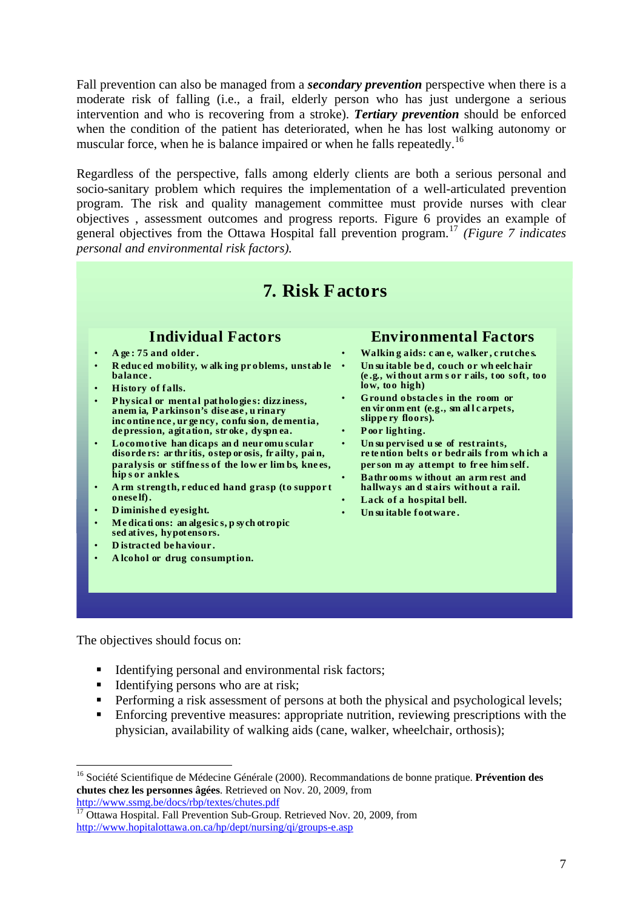Fall prevention can also be managed from a ***secondary prevention*** perspective when there is a moderate risk of falling (i.e., a frail, elderly person who has just undergone a serious intervention and who is recovering from a stroke). ***Tertiary prevention*** should be enforced when the condition of the patient has deteriorated, when he has lost walking autonomy or muscular force, when he is balance impaired or when he falls repeatedly.[16]

Regardless of the perspective, falls among elderly clients are both a serious personal and socio-sanitary problem which requires the implementation of a well-articulated prevention program. The risk and quality management committee must provide nurses with clear objectives , assessment outcomes and progress reports. Figure 6 provides an example of general objectives from the Ottawa Hospital fall prevention program.[17] *(Figure 7 indicates personal and environmental risk factors).*

## 7. Risk Factors

### Individual Factors

- **Age: 75 and older.**
- **Reduced mobility, walking problems, unstable balance.**
- **History of falls.**
- **Physical or mental pathologies: dizziness, anemia, Parkinson's disease, urinary incontinence, urgency, confusion, dementia, depression, agitation, stroke, dyspnea.**
- **Locomotive handicaps and neuromuscular disorders: arthritis, osteporosis, frailty, pain, paralysis or stiffness of the lower limbs, knees, hips or ankles.**
- **Arm strength, reduced hand grasp (to support oneself).**
- **Diminished eyesight.**
- **Medications: analgesics, psychotropic sedatives, hypotensors.**
- **Distracted behaviour.**
- **Alcohol or drug consumption.**

### Environmental Factors

- **Walking aids: cane, walker, crutches.**
- **Unsuitable bed, couch or wheelchair (e.g., without arms or rails, too soft, too low, too high)**
- **Ground obstacles in the room or environment (e.g., small carpets, slippery floors).**
- **Poor lighting.**
- **Unsupervised use of restraints, retention belts or bedrails from which a person may attempt to free himself.**
- **Bathrooms without an armrest and hallways and stairs without a rail.**
- **Lack of a hospital bell.**
- **Unsuitable footware.**

The objectives should focus on:

- Identifying personal and environmental risk factors;
- Identifying persons who are at risk;
- Performing a risk assessment of persons at both the physical and psychological levels;
- Enforcing preventive measures: appropriate nutrition, reviewing prescriptions with the physician, availability of walking aids (cane, walker, wheelchair, orthosis);

---

[16] Société Scientifique de Médecine Générale (2000). Recommandations de bonne pratique. **Prévention des chutes chez les personnes âgées**. Retrieved on Nov. 20, 2009, from http://www.ssmg.be/docs/rbp/textes/chutes.pdf

[17] Ottawa Hospital. Fall Prevention Sub-Group. Retrieved Nov. 20, 2009, from http://www.hopitalottawa.on.ca/hp/dept/nursing/qi/groups-e.asp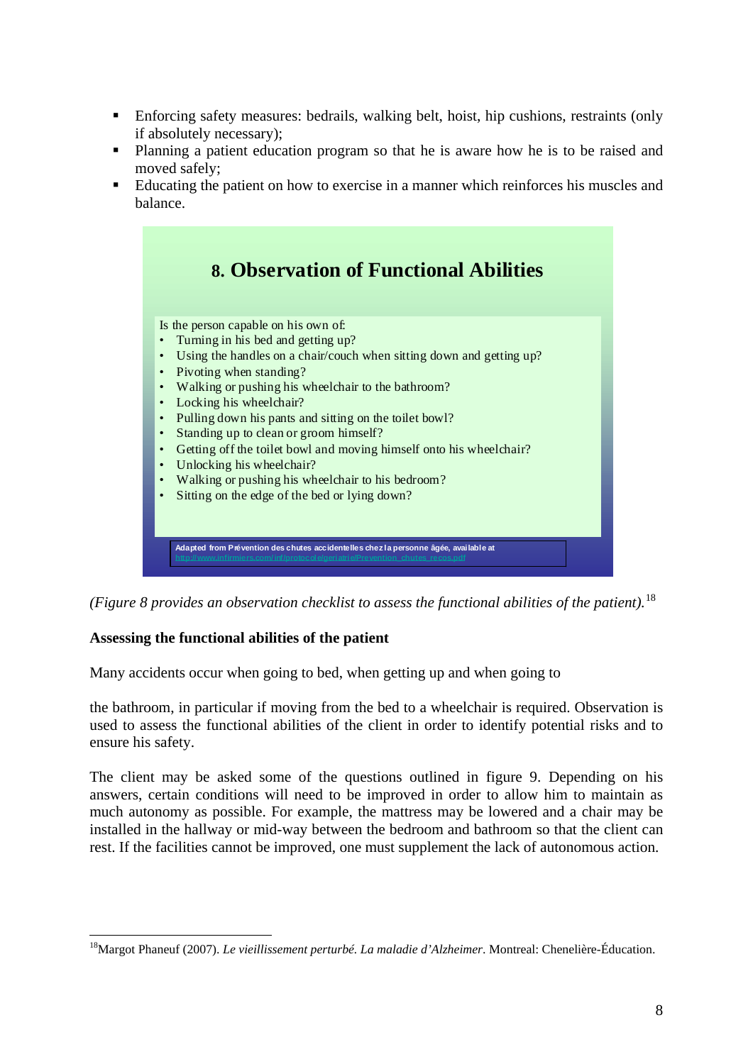- Enforcing safety measures: bedrails, walking belt, hoist, hip cushions, restraints (only if absolutely necessary);
- Planning a patient education program so that he is aware how he is to be raised and moved safely;
- Educating the patient on how to exercise in a manner which reinforces his muscles and balance.

## 8. Observation of Functional Abilities

Is the person capable on his own of:

- Turning in his bed and getting up?
- Using the handles on a chair/couch when sitting down and getting up?
- Pivoting when standing?
- Walking or pushing his wheelchair to the bathroom?
- Locking his wheelchair?
- Pulling down his pants and sitting on the toilet bowl?
- Standing up to clean or groom himself?
- Getting off the toilet bowl and moving himself onto his wheelchair?
- Unlocking his wheelchair?
- Walking or pushing his wheelchair to his bedroom?
- Sitting on the edge of the bed or lying down?

**Adapted from Prévention des chutes accidentelles chez la personne âgée, available at** http://www.infirmiers.com/inf/protocole/geriatrie/Prevention_chutes_recos.pdf

*(Figure 8 provides an observation checklist to assess the functional abilities of the patient).*[18]

**Assessing the functional abilities of the patient**

Many accidents occur when going to bed, when getting up and when going to the bathroom, in particular if moving from the bed to a wheelchair is required. Observation is used to assess the functional abilities of the client in order to identify potential risks and to ensure his safety.

The client may be asked some of the questions outlined in figure 9. Depending on his answers, certain conditions will need to be improved in order to allow him to maintain as much autonomy as possible. For example, the mattress may be lowered and a chair may be installed in the hallway or mid-way between the bedroom and bathroom so that the client can rest. If the facilities cannot be improved, one must supplement the lack of autonomous action.

---

[18] Margot Phaneuf (2007). *Le vieillissement perturbé. La maladie d'Alzheimer*. Montreal: Chenelière-Éducation.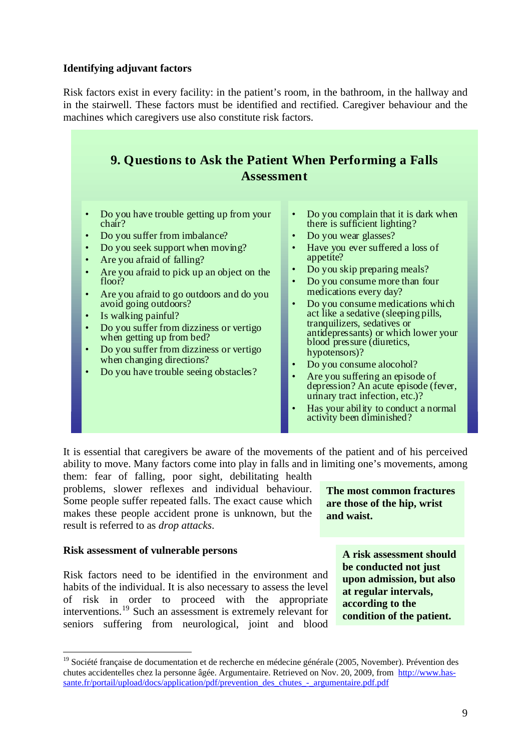**Identifying adjuvant factors**

Risk factors exist in every facility: in the patient's room, in the bathroom, in the hallway and in the stairwell. These factors must be identified and rectified. Caregiver behaviour and the machines which caregivers use also constitute risk factors.

## 9. Questions to Ask the Patient When Performing a Falls Assessment

- Do you have trouble getting up from your chair?
- Do you suffer from imbalance?
- Do you seek support when moving?
- Are you afraid of falling?
- Are you afraid to pick up an object on the floor?
- Are you afraid to go outdoors and do you avoid going outdoors?
- Is walking painful?
- Do you suffer from dizziness or vertigo when getting up from bed?
- Do you suffer from dizziness or vertigo when changing directions?
- Do you have trouble seeing obstacles?
- Do you complain that it is dark when there is sufficient lighting?
- Do you wear glasses?
- Have you ever suffered a loss of appetite?
- Do you skip preparing meals?
- Do you consume more than four medications every day?
- Do you consume medications which act like a sedative (sleeping pills, tranquilizers, sedatives or antidepressants) or which lower your blood pressure (diuretics, hypotensors)?
- Do you consume alocohol?
- Are you suffering an episode of depression? An acute episode (fever, urinary tract infection, etc.)?
- Has your ability to conduct a normal activity been diminished?

It is essential that caregivers be aware of the movements of the patient and of his perceived ability to move. Many factors come into play in falls and in limiting one's movements, among them: fear of falling, poor sight, debilitating health problems, slower reflexes and individual behaviour. Some people suffer repeated falls. The exact cause which makes these people accident prone is unknown, but the result is referred to as *drop attacks*.

**The most common fractures are those of the hip, wrist and waist.**

**Risk assessment of vulnerable persons**

**A risk assessment should be conducted not just upon admission, but also at regular intervals, according to the condition of the patient.**

Risk factors need to be identified in the environment and habits of the individual. It is also necessary to assess the level of risk in order to proceed with the appropriate interventions.[19] Such an assessment is extremely relevant for seniors suffering from neurological, joint and blood

[19] Société française de documentation et de recherche en médecine générale (2005, November). Prévention des chutes accidentelles chez la personne âgée. Argumentaire. Retrieved on Nov. 20, 2009, from http://www.has-sante.fr/portail/upload/docs/application/pdf/prevention_des_chutes_-_argumentaire.pdf.pdf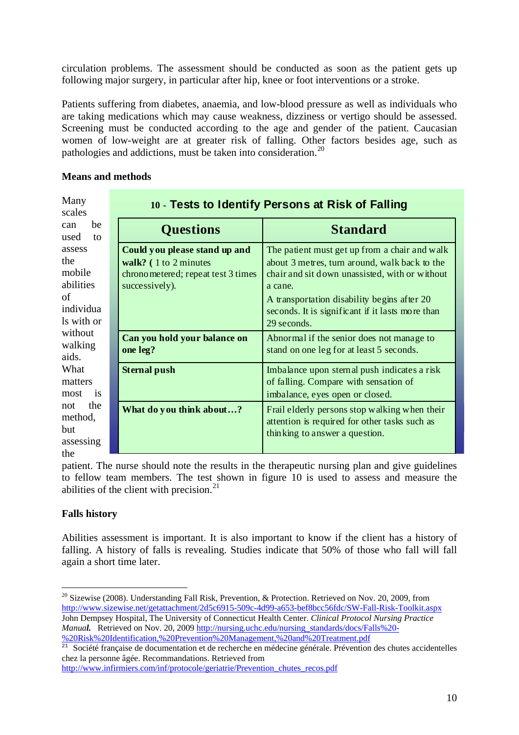circulation problems. The assessment should be conducted as soon as the patient gets up following major surgery, in particular after hip, knee or foot interventions or a stroke.

Patients suffering from diabetes, anaemia, and low-blood pressure as well as individuals who are taking medications which may cause weakness, dizziness or vertigo should be assessed. Screening must be conducted according to the age and gender of the patient. Caucasian women of low-weight are at greater risk of falling. Other factors besides age, such as pathologies and addictions, must be taken into consideration.[20]

**Means and methods**

Many scales can be used to assess the mobile abilities of individuals with or without walking aids. What matters most is not the method, but assessing the patient. The nurse should note the results in the therapeutic nursing plan and give guidelines to fellow team members. The test shown in figure 10 is used to assess and measure the abilities of the client with precision.[21]

**10 - Tests to Identify Persons at Risk of Falling**

| Questions | Standard |
|---|---|
| **Could you please stand up and walk?** ( 1 to 2 minutes chronometered; repeat test 3 times successively). | The patient must get up from a chair and walk about 3 metres, turn around, walk back to the chair and sit down unassisted, with or without a cane. A transportation disability begins after 20 seconds. It is significant if it lasts more than 29 seconds. |
| **Can you hold your balance on one leg?** | Abnormal if the senior does not manage to stand on one leg for at least 5 seconds. |
| **Sternal push** | Imbalance upon sternal push indicates a risk of falling. Compare with sensation of imbalance, eyes open or closed. |
| **What do you think about…?** | Frail elderly persons stop walking when their attention is required for other tasks such as thinking to answer a question. |

**Falls history**

Abilities assessment is important. It is also important to know if the client has a history of falling. A history of falls is revealing. Studies indicate that 50% of those who fall will fall again a short time later.

---

[20] Sizewise (2008). Understanding Fall Risk, Prevention, & Protection. Retrieved on Nov. 20, 2009, from http://www.sizewise.net/getattachment/2d5c6915-509c-4d99-a653-bef8bcc56fdc/SW-Fall-Risk-Toolkit.aspx
John Dempsey Hospital, The University of Connecticut Health Center. *Clinical Protocol Nursing Practice Manual.* Retrieved on Nov. 20, 2009 http://nursing.uchc.edu/nursing_standards/docs/Falls%20-%20Risk%20Identification,%20Prevention%20Management,%20and%20Treatment.pdf

[21] Société française de documentation et de recherche en médecine générale. Prévention des chutes accidentelles chez la personne âgée. Recommandations. Retrieved from http://www.infirmiers.com/inf/protocole/geriatrie/Prevention_chutes_recos.pdf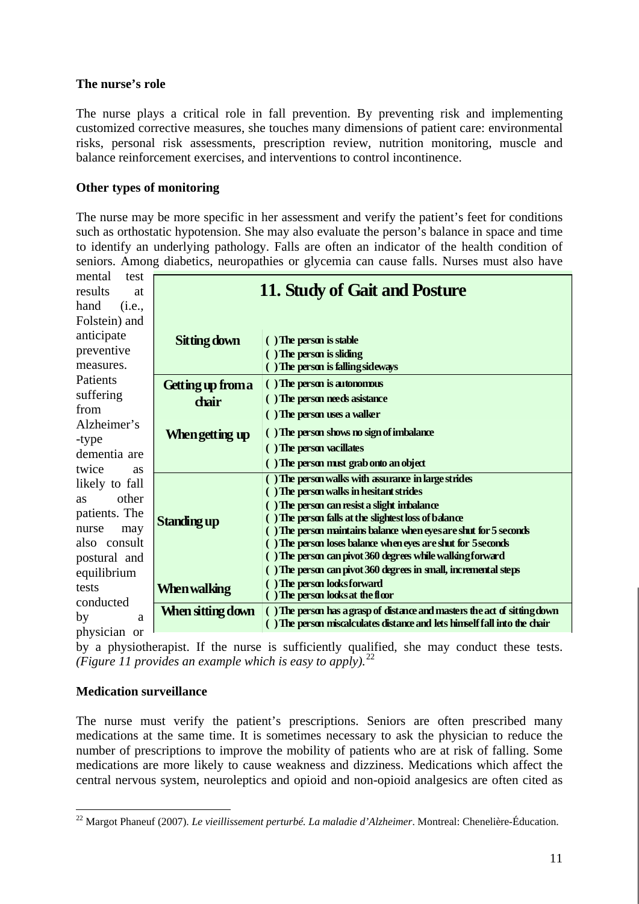**The nurse's role**

The nurse plays a critical role in fall prevention. By preventing risk and implementing customized corrective measures, she touches many dimensions of patient care: environmental risks, personal risk assessments, prescription review, nutrition monitoring, muscle and balance reinforcement exercises, and interventions to control incontinence.

**Other types of monitoring**

The nurse may be more specific in her assessment and verify the patient's feet for conditions such as orthostatic hypotension. She may also evaluate the person's balance in space and time to identify an underlying pathology. Falls are often an indicator of the health condition of seniors. Among diabetics, neuropathies or glycemia can cause falls. Nurses must also have mental test results at hand (i.e., Folstein) and anticipate preventive measures. Patients suffering from Alzheimer's-type dementia are twice as likely to fall as other patients. The nurse may also consult postural and equilibrium tests conducted by a physician or by a physiotherapist. If the nurse is sufficiently qualified, she may conduct these tests. *(Figure 11 provides an example which is easy to apply).*[22]

| **11. Study of Gait and Posture** | |
|---|---|
| **Sitting down** | ( ) The person is stable<br>( ) The person is sliding<br>( ) The person is falling sideways |
| **Getting up from a chair**<br><br>**When getting up** | ( ) The person is autonomous<br>( ) The person needs asistance<br>( ) The person uses a walker<br>( ) The person shows no sign of imbalance<br>( ) The person vacillates<br>( ) The person must grab onto an object |
| **Standing up**<br><br>**When walking** | ( ) The person walks with assurance in large strides<br>( ) The person walks in hesitant strides<br>( ) The person can resist a slight imbalance<br>( ) The person falls at the slightest loss of balance<br>( ) The person maintains balance when eyes are shut for 5 seconds<br>( ) The person loses balance when eyes are shut for 5 seconds<br>( ) The person can pivot 360 degrees while walking forward<br>( ) The person can pivot 360 degrees in small, incremental steps<br>( ) The person looks forward<br>( ) The person looks at the floor |
| **When sitting down** | ( ) The person has a grasp of distance and masters the act of sitting down<br>( ) The person miscalculates distance and lets himself fall into the chair |

**Medication surveillance**

The nurse must verify the patient's prescriptions. Seniors are often prescribed many medications at the same time. It is sometimes necessary to ask the physician to reduce the number of prescriptions to improve the mobility of patients who are at risk of falling. Some medications are more likely to cause weakness and dizziness. Medications which affect the central nervous system, neuroleptics and opioid and non-opioid analgesics are often cited as

[22] Margot Phaneuf (2007). *Le vieillissement perturbé. La maladie d'Alzheimer*. Montreal: Chenelière-Éducation.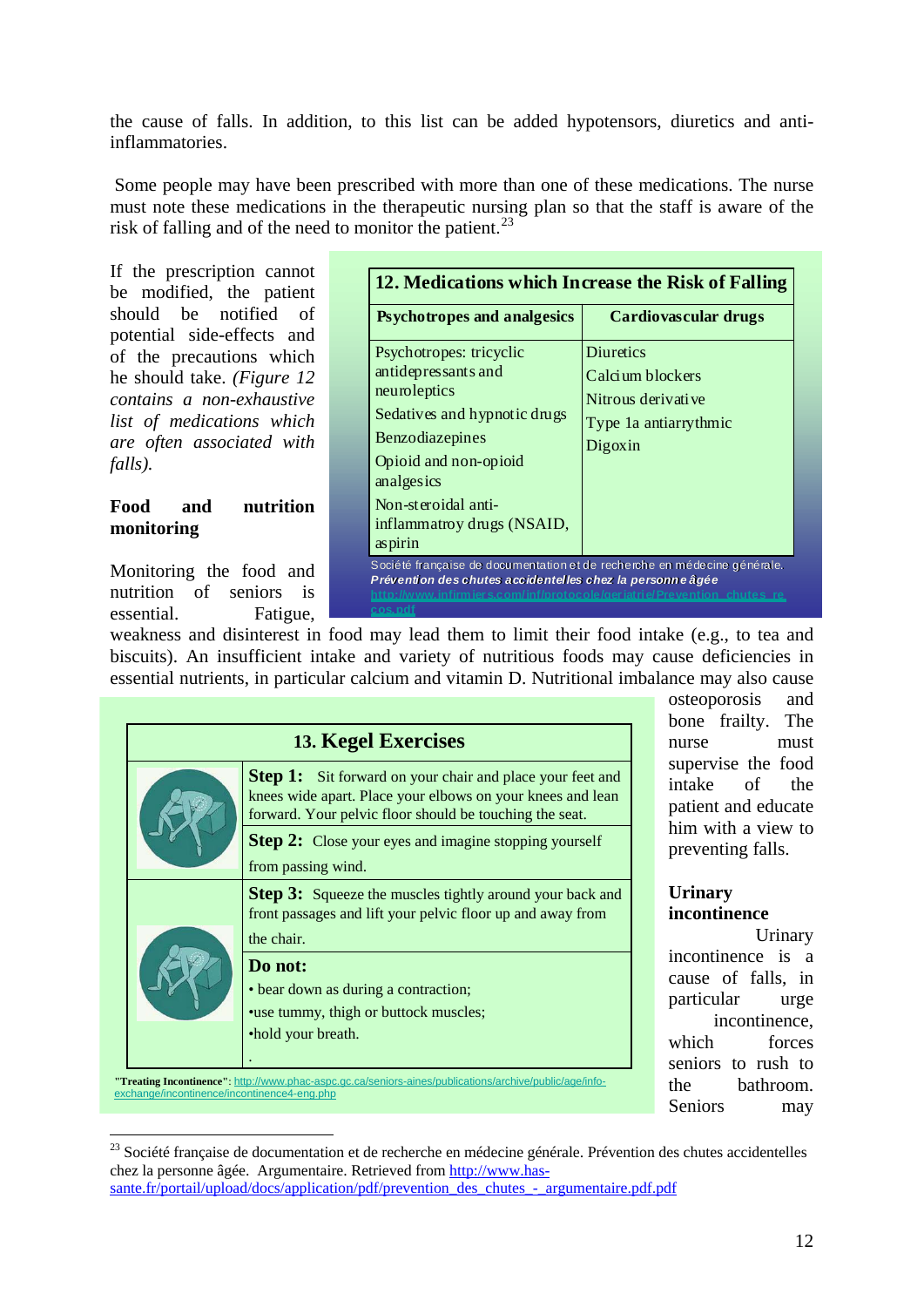the cause of falls. In addition, to this list can be added hypotensors, diuretics and anti-inflammatories.

Some people may have been prescribed with more than one of these medications. The nurse must note these medications in the therapeutic nursing plan so that the staff is aware of the risk of falling and of the need to monitor the patient.[23]

If the prescription cannot be modified, the patient should be notified of potential side-effects and of the precautions which he should take. *(Figure 12 contains a non-exhaustive list of medications which are often associated with falls).*

**12. Medications which Increase the Risk of Falling**

| Psychotropes and analgesics | Cardiovascular drugs |
|---|---|
| Psychotropes: tricyclic antidepressants and neuroleptics<br>Sedatives and hypnotic drugs<br>Benzodiazepines<br>Opioid and non-opioid analgesics<br>Non-steroidal anti-inflammatroy drugs (NSAID, aspirin | Diuretics<br>Calcium blockers<br>Nitrous derivative<br>Type 1a antiarrythmic<br>Digoxin |

Société française de documentation et de recherche en médecine générale. *Prévention des chutes accidentelles chez la personne âgée* http://www.infirmiers.com/inf/protocole/geriatrie/Prevention_chutes_recos.pdf

**Food and nutrition monitoring**

Monitoring the food and nutrition of seniors is essential. Fatigue, weakness and disinterest in food may lead them to limit their food intake (e.g., to tea and biscuits). An insufficient intake and variety of nutritious foods may cause deficiencies in essential nutrients, in particular calcium and vitamin D. Nutritional imbalance may also cause osteoporosis and bone frailty. The nurse must supervise the food intake of the patient and educate him with a view to preventing falls.

**13. Kegel Exercises**

**Step 1:** Sit forward on your chair and place your feet and knees wide apart. Place your elbows on your knees and lean forward. Your pelvic floor should be touching the seat.

**Step 2:** Close your eyes and imagine stopping yourself from passing wind.

**Step 3:** Squeeze the muscles tightly around your back and front passages and lift your pelvic floor up and away from the chair.

**Do not:**

- bear down as during a contraction;
- use tummy, thigh or buttock muscles;
- hold your breath.

**"Treating Incontinence"**: http://www.phac-aspc.gc.ca/seniors-aines/publications/archive/public/age/info-exchange/incontinence/incontinence4-eng.php

**Urinary incontinence**

Urinary incontinence is a cause of falls, in particular urge incontinence, which forces seniors to rush to the bathroom. Seniors may

---

[23] Société française de documentation et de recherche en médecine générale. Prévention des chutes accidentelles chez la personne âgée. Argumentaire. Retrieved from http://www.has-sante.fr/portail/upload/docs/application/pdf/prevention_des_chutes_-_argumentaire.pdf.pdf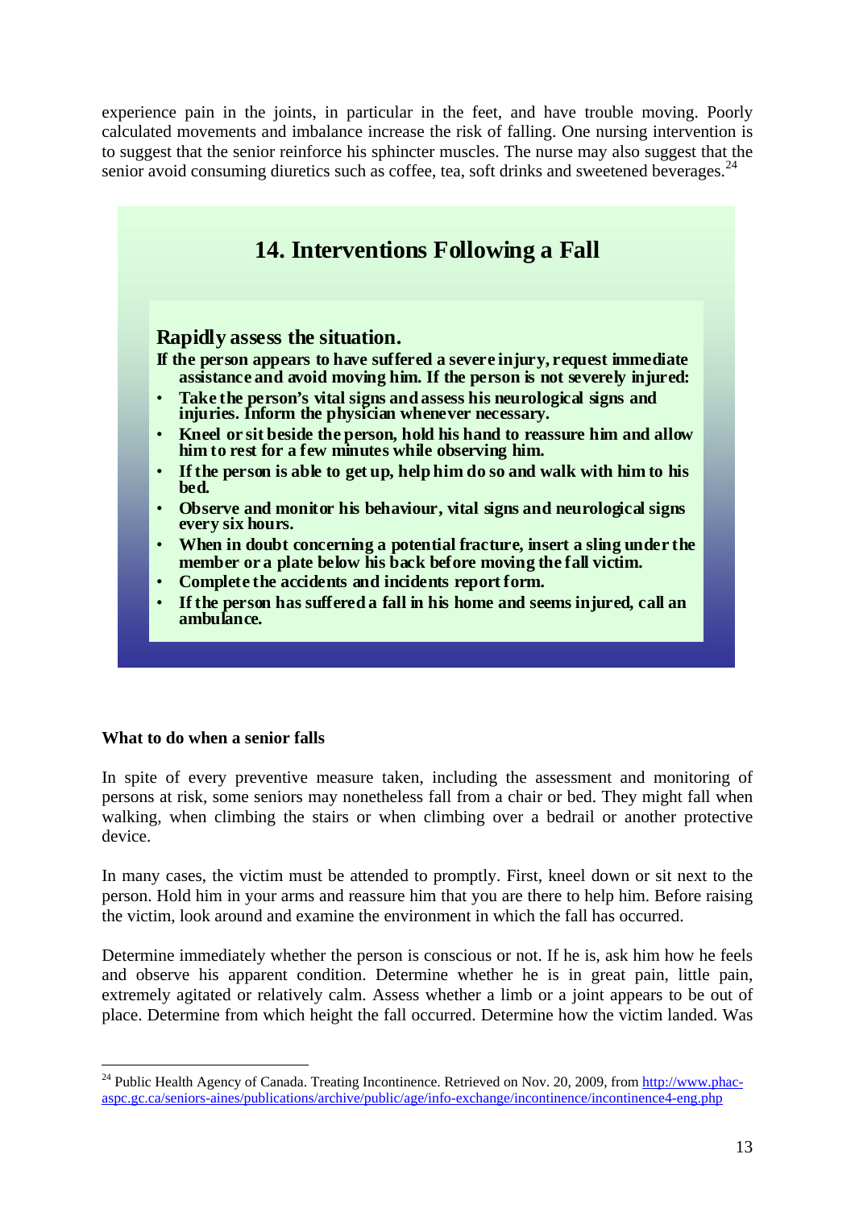experience pain in the joints, in particular in the feet, and have trouble moving. Poorly calculated movements and imbalance increase the risk of falling. One nursing intervention is to suggest that the senior reinforce his sphincter muscles. The nurse may also suggest that the senior avoid consuming diuretics such as coffee, tea, soft drinks and sweetened beverages.[24]

## 14. Interventions Following a Fall

**Rapidly assess the situation.**

**If the person appears to have suffered a severe injury, request immediate assistance and avoid moving him. If the person is not severely injured:**

- **Take the person's vital signs and assess his neurological signs and injuries. Inform the physician whenever necessary.**
- **Kneel or sit beside the person, hold his hand to reassure him and allow him to rest for a few minutes while observing him.**
- **If the person is able to get up, help him do so and walk with him to his bed.**
- **Observe and monitor his behaviour, vital signs and neurological signs every six hours.**
- **When in doubt concerning a potential fracture, insert a sling under the member or a plate below his back before moving the fall victim.**
- **Complete the accidents and incidents report form.**
- **If the person has suffered a fall in his home and seems injured, call an ambulance.**

**What to do when a senior falls**

In spite of every preventive measure taken, including the assessment and monitoring of persons at risk, some seniors may nonetheless fall from a chair or bed. They might fall when walking, when climbing the stairs or when climbing over a bedrail or another protective device.

In many cases, the victim must be attended to promptly. First, kneel down or sit next to the person. Hold him in your arms and reassure him that you are there to help him. Before raising the victim, look around and examine the environment in which the fall has occurred.

Determine immediately whether the person is conscious or not. If he is, ask him how he feels and observe his apparent condition. Determine whether he is in great pain, little pain, extremely agitated or relatively calm. Assess whether a limb or a joint appears to be out of place. Determine from which height the fall occurred. Determine how the victim landed. Was

---

[24] Public Health Agency of Canada. Treating Incontinence. Retrieved on Nov. 20, 2009, from http://www.phac-aspc.gc.ca/seniors-aines/publications/archive/public/age/info-exchange/incontinence/incontinence4-eng.php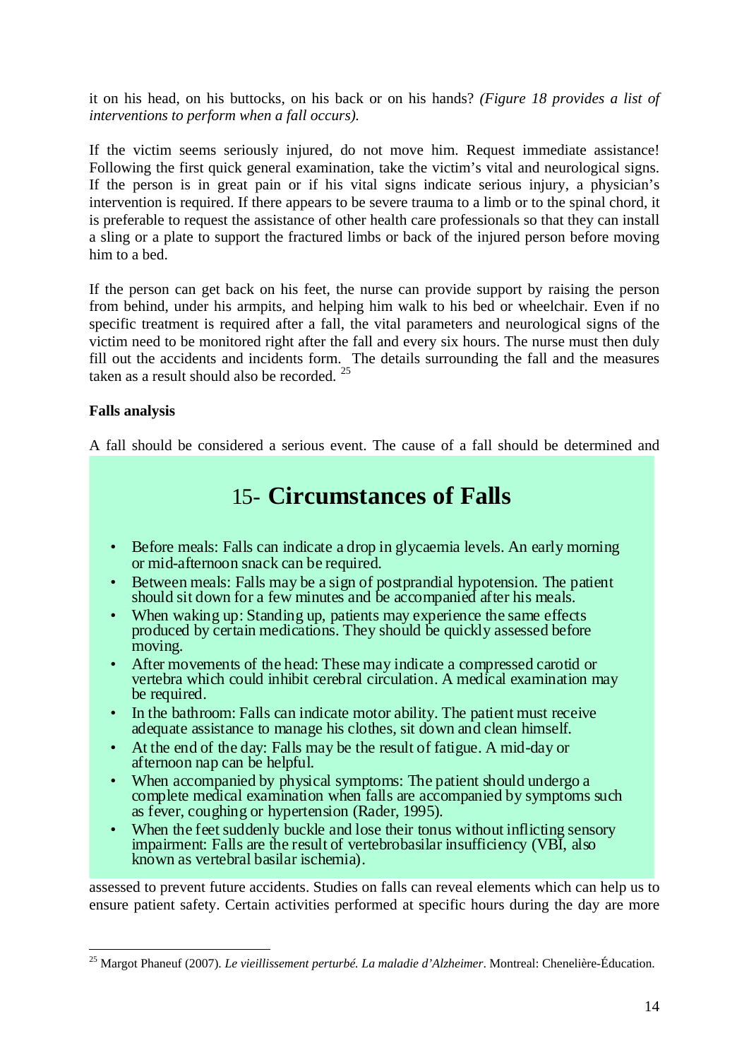it on his head, on his buttocks, on his back or on his hands? *(Figure 18 provides a list of interventions to perform when a fall occurs).*

If the victim seems seriously injured, do not move him. Request immediate assistance! Following the first quick general examination, take the victim's vital and neurological signs. If the person is in great pain or if his vital signs indicate serious injury, a physician's intervention is required. If there appears to be severe trauma to a limb or to the spinal chord, it is preferable to request the assistance of other health care professionals so that they can install a sling or a plate to support the fractured limbs or back of the injured person before moving him to a bed.

If the person can get back on his feet, the nurse can provide support by raising the person from behind, under his armpits, and helping him walk to his bed or wheelchair. Even if no specific treatment is required after a fall, the vital parameters and neurological signs of the victim need to be monitored right after the fall and every six hours. The nurse must then duly fill out the accidents and incidents form. The details surrounding the fall and the measures taken as a result should also be recorded. [25]

**Falls analysis**

A fall should be considered a serious event. The cause of a fall should be determined and assessed to prevent future accidents. Studies on falls can reveal elements which can help us to ensure patient safety. Certain activities performed at specific hours during the day are more

## 15- **Circumstances of Falls**

- Before meals: Falls can indicate a drop in glycaemia levels. An early morning or mid-afternoon snack can be required.
- Between meals: Falls may be a sign of postprandial hypotension. The patient should sit down for a few minutes and be accompanied after his meals.
- When waking up: Standing up, patients may experience the same effects produced by certain medications. They should be quickly assessed before moving.
- After movements of the head: These may indicate a compressed carotid or vertebra which could inhibit cerebral circulation. A medical examination may be required.
- In the bathroom: Falls can indicate motor ability. The patient must receive adequate assistance to manage his clothes, sit down and clean himself.
- At the end of the day: Falls may be the result of fatigue. A mid-day or afternoon nap can be helpful.
- When accompanied by physical symptoms: The patient should undergo a complete medical examination when falls are accompanied by symptoms such as fever, coughing or hypertension (Rader, 1995).
- When the feet suddenly buckle and lose their tonus without inflicting sensory impairment: Falls are the result of vertebrobasilar insufficiency (VBI, also known as vertebral basilar ischemia).

[25] Margot Phaneuf (2007). *Le vieillissement perturbé. La maladie d'Alzheimer*. Montreal: Chenelière-Éducation.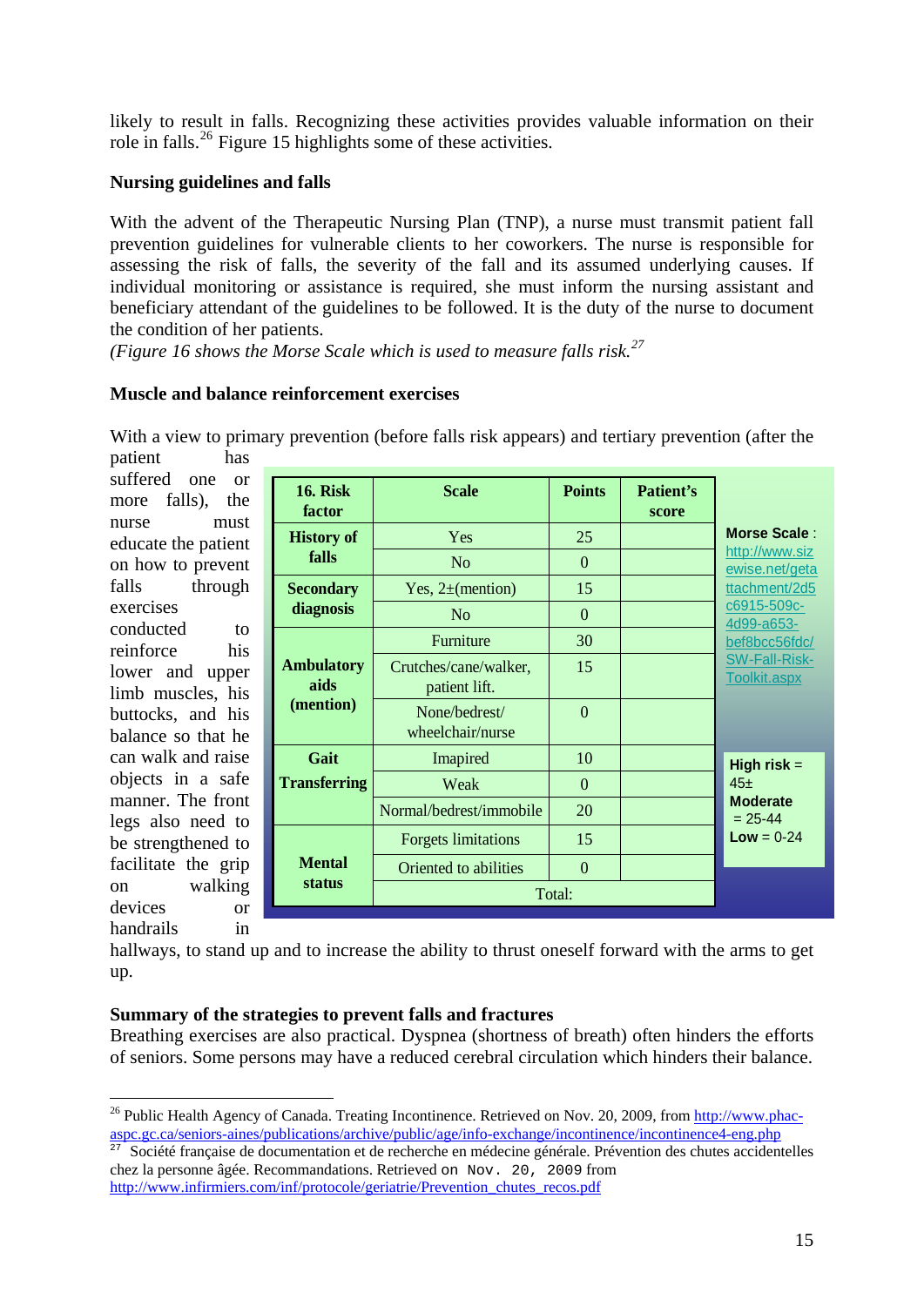likely to result in falls. Recognizing these activities provides valuable information on their role in falls.[26] Figure 15 highlights some of these activities.

**Nursing guidelines and falls**

With the advent of the Therapeutic Nursing Plan (TNP), a nurse must transmit patient fall prevention guidelines for vulnerable clients to her coworkers. The nurse is responsible for assessing the risk of falls, the severity of the fall and its assumed underlying causes. If individual monitoring or assistance is required, she must inform the nursing assistant and beneficiary attendant of the guidelines to be followed. It is the duty of the nurse to document the condition of her patients.

*(Figure 16 shows the Morse Scale which is used to measure falls risk.[27]*

**Muscle and balance reinforcement exercises**

With a view to primary prevention (before falls risk appears) and tertiary prevention (after the patient has suffered one or more falls), the nurse must educate the patient on how to prevent falls through exercises conducted to reinforce his lower and upper limb muscles, his buttocks, and his balance so that he can walk and raise objects in a safe manner. The front legs also need to be strengthened to facilitate the grip on walking devices or handrails in hallways, to stand up and to increase the ability to thrust oneself forward with the arms to get up.

| 16. Risk factor | Scale | Points | Patient's score |
|---|---|---|---|
| History of falls | Yes | 25 | |
| | No | 0 | |
| Secondary diagnosis | Yes, 2±(mention) | 15 | |
| | No | 0 | |
| Ambulatory aids (mention) | Furniture | 30 | |
| | Crutches/cane/walker, patient lift. | 15 | |
| | None/bedrest/ wheelchair/nurse | 0 | |
| Gait Transferring | Impaired | 10 | |
| | Weak | 0 | |
| | Normal/bedrest/immobile | 20 | |
| Mental status | Forgets limitations | 15 | |
| | Oriented to abilities | 0 | |
| | Total: | | |

**Morse Scale** : http://www.sizewise.net/getattachment/2d5c6915-509c-4d99-a653-bef8bcc56fdc/SW-Fall-Risk-Toolkit.aspx

**High risk** = 45±
**Moderate** = 25-44
**Low** = 0-24

**Summary of the strategies to prevent falls and fractures**

Breathing exercises are also practical. Dyspnea (shortness of breath) often hinders the efforts of seniors. Some persons may have a reduced cerebral circulation which hinders their balance.

---

[26] Public Health Agency of Canada. Treating Incontinence. Retrieved on Nov. 20, 2009, from http://www.phac-aspc.gc.ca/seniors-aines/publications/archive/public/age/info-exchange/incontinence/incontinence4-eng.php

[27] Société française de documentation et de recherche en médecine générale. Prévention des chutes accidentelles chez la personne âgée. Recommandations. Retrieved on Nov. 20, 2009 from http://www.infirmiers.com/inf/protocole/geriatrie/Prevention_chutes_recos.pdf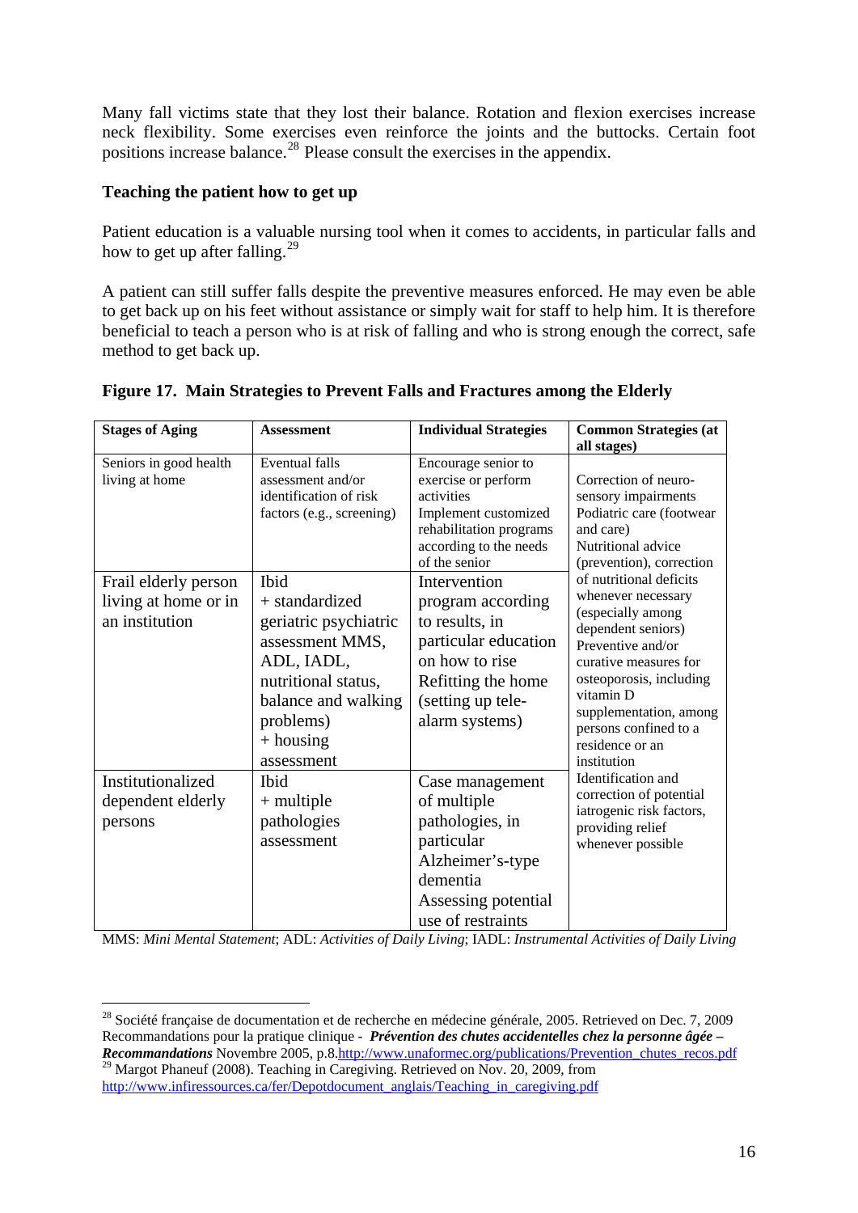Many fall victims state that they lost their balance. Rotation and flexion exercises increase neck flexibility. Some exercises even reinforce the joints and the buttocks. Certain foot positions increase balance.[28] Please consult the exercises in the appendix.

### Teaching the patient how to get up

Patient education is a valuable nursing tool when it comes to accidents, in particular falls and how to get up after falling.[29]

A patient can still suffer falls despite the preventive measures enforced. He may even be able to get back up on his feet without assistance or simply wait for staff to help him. It is therefore beneficial to teach a person who is at risk of falling and who is strong enough the correct, safe method to get back up.

**Figure 17. Main Strategies to Prevent Falls and Fractures among the Elderly**

| Stages of Aging | Assessment | Individual Strategies | Common Strategies (at all stages) |
|---|---|---|---|
| Seniors in good health living at home | Eventual falls assessment and/or identification of risk factors (e.g., screening) | Encourage senior to exercise or perform exercise or perform activities<br>Implement customized rehabilitation programs according to the needs of the senior | Correction of neuro-sensory impairments<br>Podiatric care (footwear and care)<br>Nutritional advice (prevention), correction of nutritional deficits whenever necessary (especially among dependent seniors)<br>Preventive and/or curative measures for osteoporosis, including vitamin D supplementation, among persons confined to a residence or an institution<br>Identification and correction of potential iatrogenic risk factors, providing relief whenever possible |
| Frail elderly person living at home or in an institution | Ibid<br>+ standardized geriatric psychiatric assessment MMS, ADL, IADL, nutritional status, balance and walking problems)<br>+ housing assessment | Intervention program according to results, in particular education on how to rise<br>Refitting the home (setting up tele-alarm systems) | |
| Institutionalized dependent elderly persons | Ibid<br>+ multiple pathologies assessment | Case management of multiple pathologies, in particular Alzheimer's-type dementia<br>Assessing potential use of restraints | |

MMS: *Mini Mental Statement*; ADL: *Activities of Daily Living*; IADL: *Instrumental Activities of Daily Living*

---

[28] Société française de documentation et de recherche en médecine générale, 2005. Retrieved on Dec. 7, 2009 Recommandations pour la pratique clinique - ***Prévention des chutes accidentelles chez la personne âgée – Recommandations*** Novembre 2005, p.8.http://www.unaformec.org/publications/Prevention_chutes_recos.pdf

[29] Margot Phaneuf (2008). Teaching in Caregiving. Retrieved on Nov. 20, 2009, from http://www.infiressources.ca/fer/Depotdocument_anglais/Teaching_in_caregiving.pdf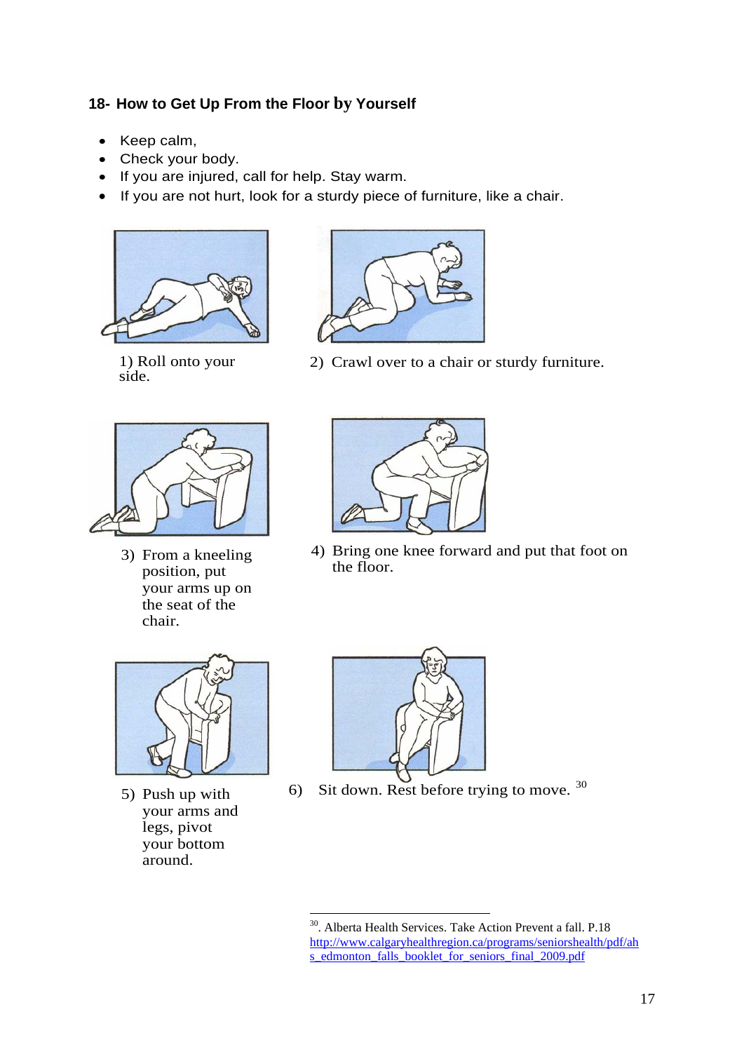## 18- How to Get Up From the Floor by Yourself

- Keep calm,
- Check your body.
- If you are injured, call for help. Stay warm.
- If you are not hurt, look for a sturdy piece of furniture, like a chair.

1) Roll onto your side.

2) Crawl over to a chair or sturdy furniture.

3) From a kneeling position, put your arms up on the seat of the chair.

4) Bring one knee forward and put that foot on the floor.

5) Push up with your arms and legs, pivot your bottom around.

6) Sit down. Rest before trying to move. [30]

---

[30]. Alberta Health Services. Take Action Prevent a fall. P.18 http://www.calgaryhealthregion.ca/programs/seniorshealth/pdf/ahs_edmonton_falls_booklet_for_seniors_final_2009.pdf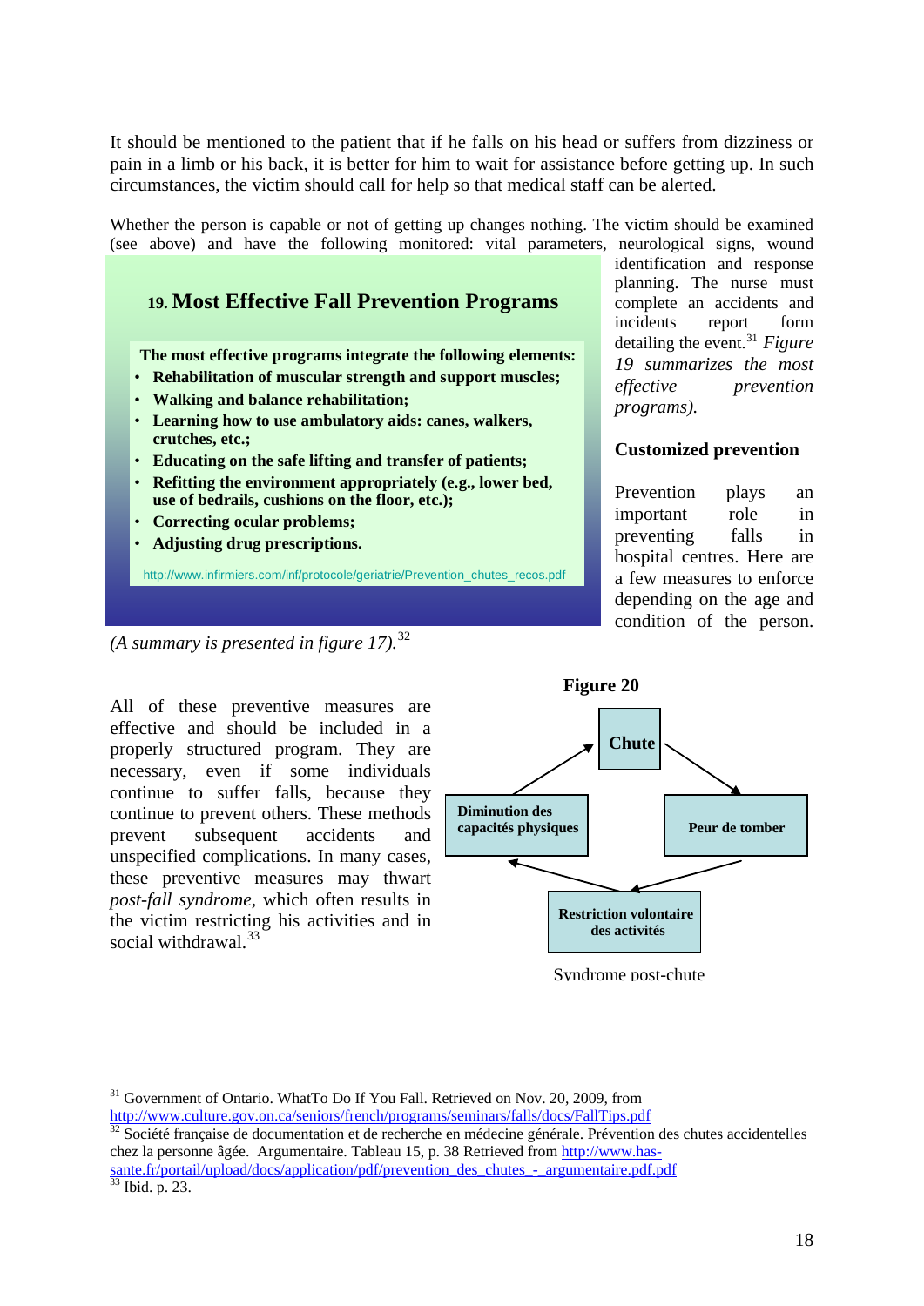It should be mentioned to the patient that if he falls on his head or suffers from dizziness or pain in a limb or his back, it is better for him to wait for assistance before getting up. In such circumstances, the victim should call for help so that medical staff can be alerted.

Whether the person is capable or not of getting up changes nothing. The victim should be examined (see above) and have the following monitored: vital parameters, neurological signs, wound identification and response planning. The nurse must complete an accidents and incidents report form detailing the event.[31] *Figure 19 summarizes the most effective prevention programs).*

### 19. Most Effective Fall Prevention Programs

**The most effective programs integrate the following elements:**

- **Rehabilitation of muscular strength and support muscles;**
- **Walking and balance rehabilitation;**
- **Learning how to use ambulatory aids: canes, walkers, crutches, etc.;**
- **Educating on the safe lifting and transfer of patients;**
- **Refitting the environment appropriately (e.g., lower bed, use of bedrails, cushions on the floor, etc.);**
- **Correcting ocular problems;**
- **Adjusting drug prescriptions.**

http://www.infirmiers.com/inf/protocole/geriatrie/Prevention_chutes_recos.pdf

*(A summary is presented in figure 17).*[32]

### Customized prevention

Prevention plays an important role in preventing falls in hospital centres. Here are a few measures to enforce depending on the age and condition of the person.

All of these preventive measures are effective and should be included in a properly structured program. They are necessary, even if some individuals continue to suffer falls, because they continue to prevent others. These methods prevent subsequent accidents and unspecified complications. In many cases, these preventive measures may thwart *post-fall syndrome*, which often results in the victim restricting his activities and in social withdrawal.[33]

**Figure 20**

**Chute** → **Peur de tomber** → **Restriction volontaire des activités** → **Diminution des capacités physiques** → **Chute**

Syndrome post-chute

---

[31] Government of Ontario. WhatTo Do If You Fall. Retrieved on Nov. 20, 2009, from http://www.culture.gov.on.ca/seniors/french/programs/seminars/falls/docs/FallTips.pdf

[32] Société française de documentation et de recherche en médecine générale. Prévention des chutes accidentelles chez la personne âgée. Argumentaire. Tableau 15, p. 38 Retrieved from http://www.has-sante.fr/portail/upload/docs/application/pdf/prevention_des_chutes_-_argumentaire.pdf.pdf

[33] Ibid. p. 23.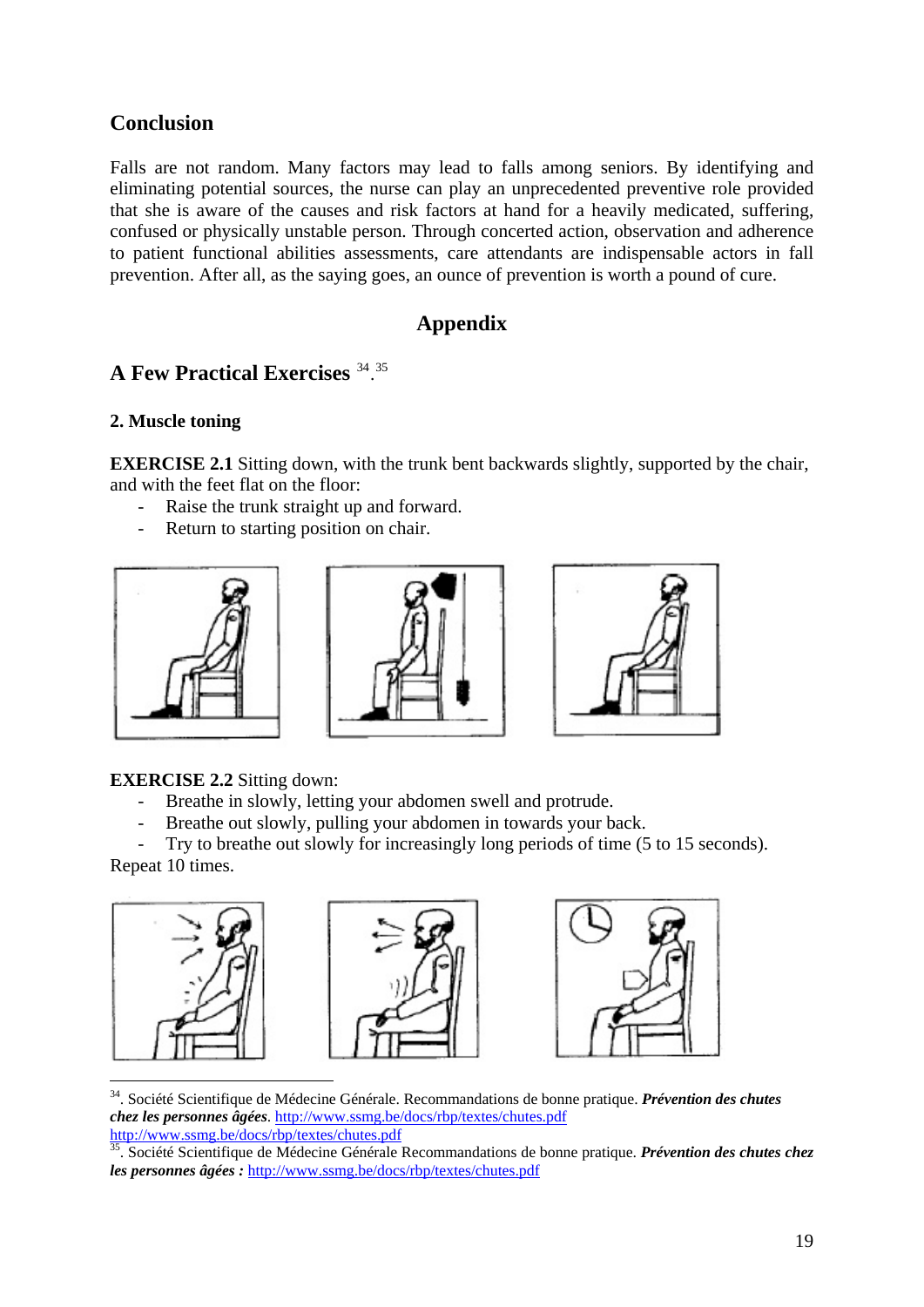## Conclusion

Falls are not random. Many factors may lead to falls among seniors. By identifying and eliminating potential sources, the nurse can play an unprecedented preventive role provided that she is aware of the causes and risk factors at hand for a heavily medicated, suffering, confused or physically unstable person. Through concerted action, observation and adherence to patient functional abilities assessments, care attendants are indispensable actors in fall prevention. After all, as the saying goes, an ounce of prevention is worth a pound of cure.

# Appendix

## A Few Practical Exercises [34].[35]

### 2. Muscle toning

**EXERCISE 2.1** Sitting down, with the trunk bent backwards slightly, supported by the chair, and with the feet flat on the floor:

- Raise the trunk straight up and forward.
- Return to starting position on chair.

**EXERCISE 2.2** Sitting down:

- Breathe in slowly, letting your abdomen swell and protrude.
- Breathe out slowly, pulling your abdomen in towards your back.
- Try to breathe out slowly for increasingly long periods of time (5 to 15 seconds).

Repeat 10 times.

---

[34]. Société Scientifique de Médecine Générale. Recommandations de bonne pratique. ***Prévention des chutes chez les personnes âgées***. http://www.ssmg.be/docs/rbp/textes/chutes.pdf
http://www.ssmg.be/docs/rbp/textes/chutes.pdf

[35]. Société Scientifique de Médecine Générale Recommandations de bonne pratique. ***Prévention des chutes chez les personnes âgées :*** http://www.ssmg.be/docs/rbp/textes/chutes.pdf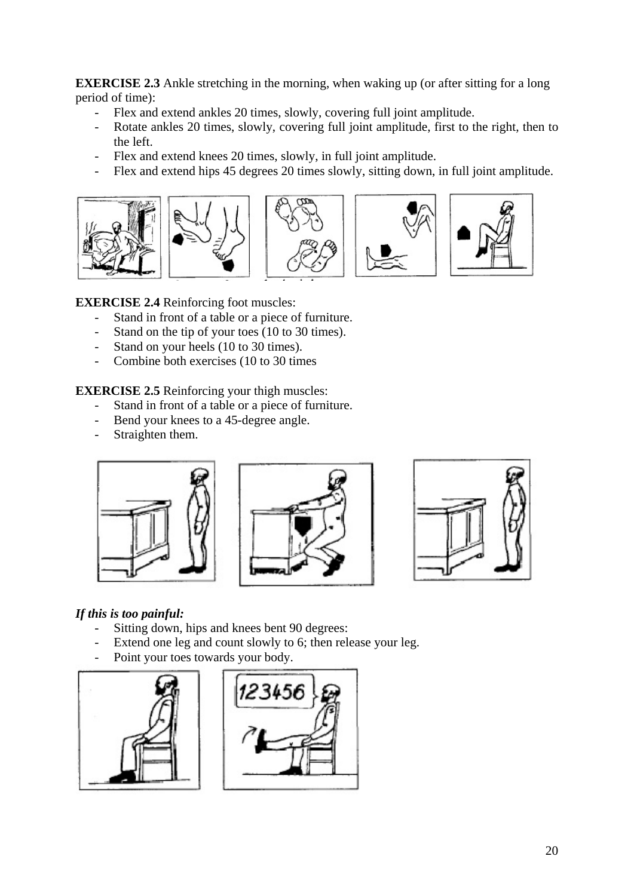**EXERCISE 2.3** Ankle stretching in the morning, when waking up (or after sitting for a long period of time):

- Flex and extend ankles 20 times, slowly, covering full joint amplitude.
- Rotate ankles 20 times, slowly, covering full joint amplitude, first to the right, then to the left.
- Flex and extend knees 20 times, slowly, in full joint amplitude.
- Flex and extend hips 45 degrees 20 times slowly, sitting down, in full joint amplitude.

**EXERCISE 2.4** Reinforcing foot muscles:

- Stand in front of a table or a piece of furniture.
- Stand on the tip of your toes (10 to 30 times).
- Stand on your heels (10 to 30 times).
- Combine both exercises (10 to 30 times

**EXERCISE 2.5** Reinforcing your thigh muscles:

- Stand in front of a table or a piece of furniture.
- Bend your knees to a 45-degree angle.
- Straighten them.

***If this is too painful:***

- Sitting down, hips and knees bent 90 degrees:
- Extend one leg and count slowly to 6; then release your leg.
- Point your toes towards your body.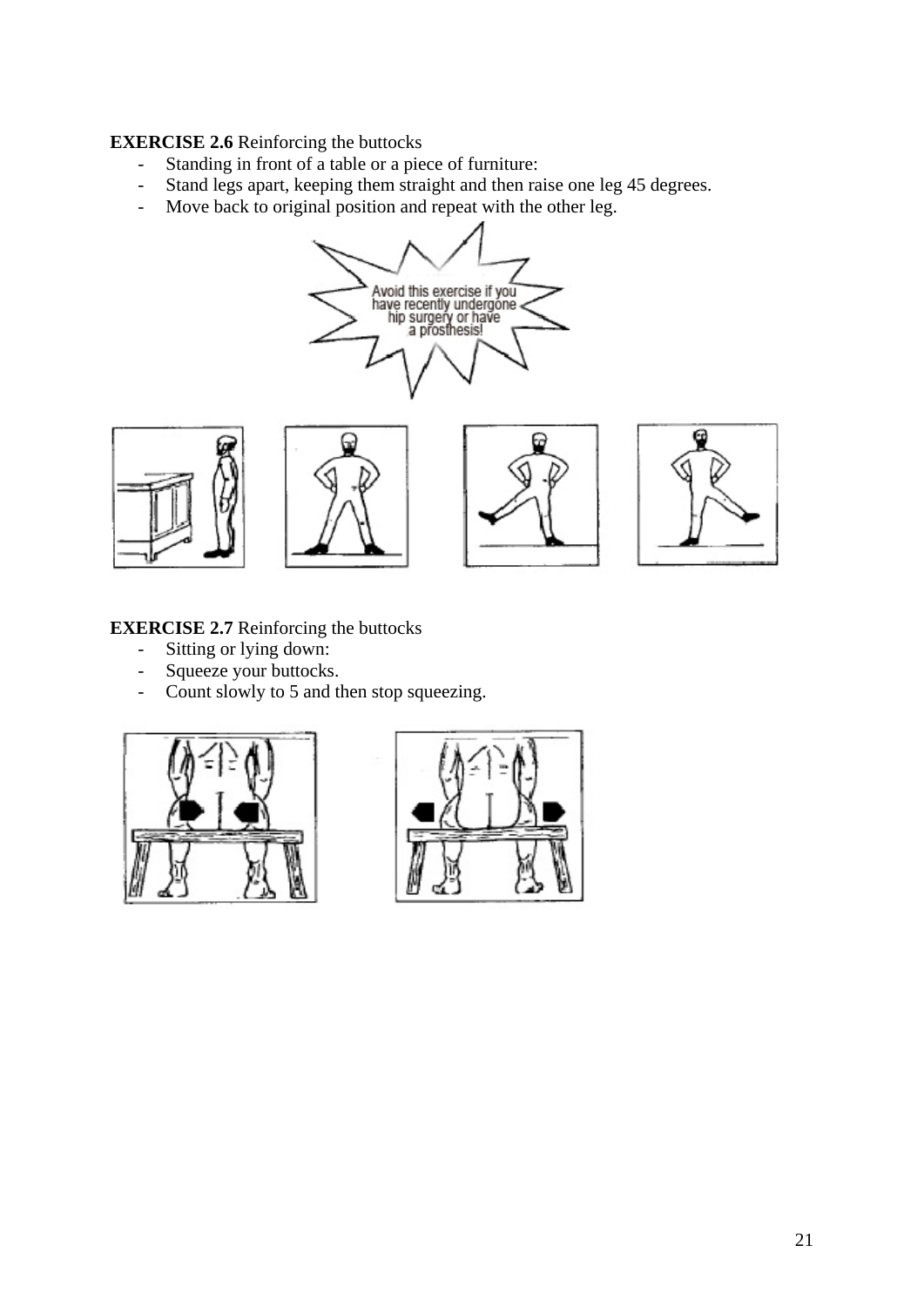**EXERCISE 2.6** Reinforcing the buttocks

- Standing in front of a table or a piece of furniture:
- Stand legs apart, keeping them straight and then raise one leg 45 degrees.
- Move back to original position and repeat with the other leg.

Avoid this exercise if you have recently undergone hip surgery or have a prosthesis!

**EXERCISE 2.7** Reinforcing the buttocks

- Sitting or lying down:
- Squeeze your buttocks.
- Count slowly to 5 and then stop squeezing.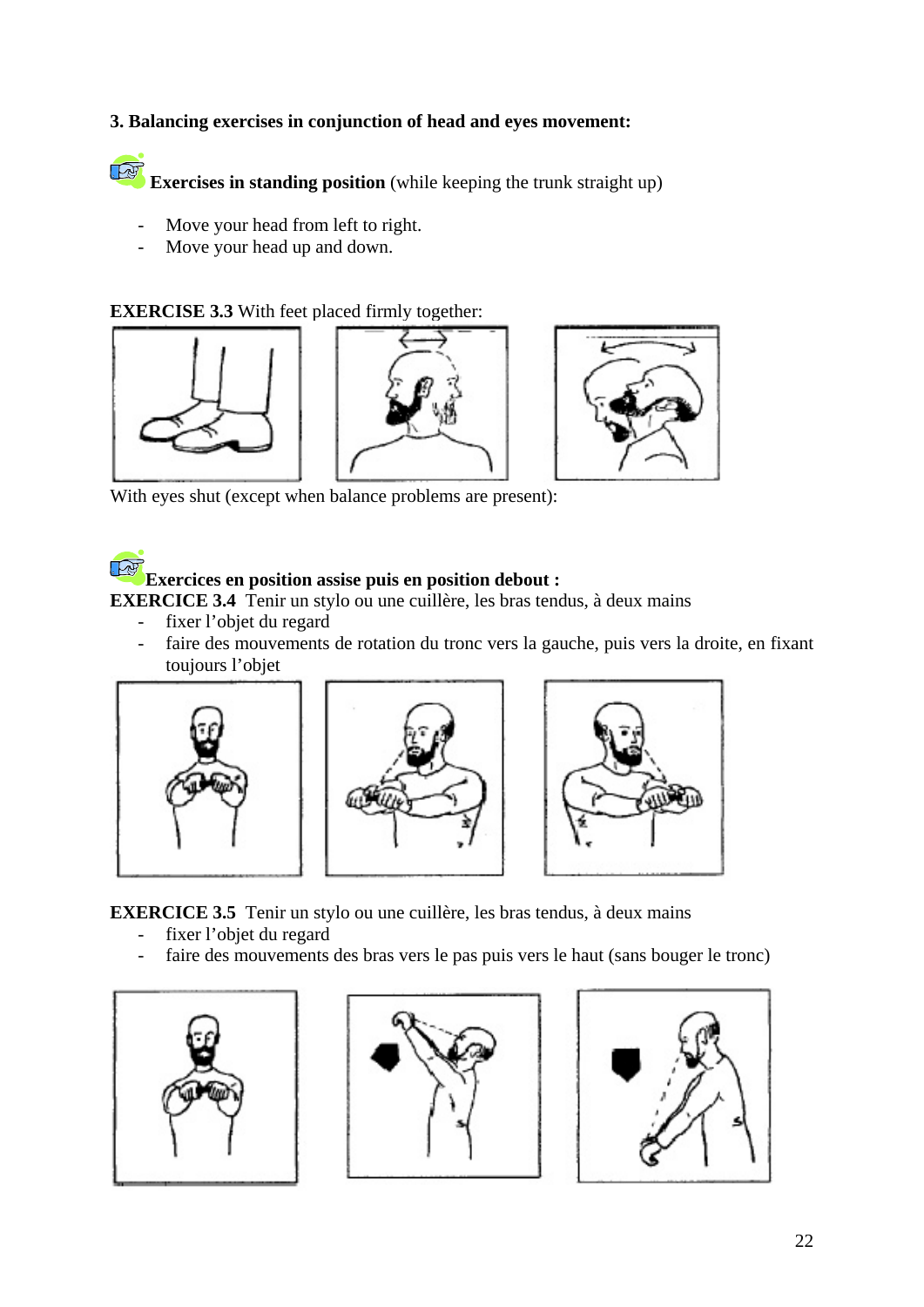**3. Balancing exercises in conjunction of head and eyes movement:**

**Exercises in standing position** (while keeping the trunk straight up)

- Move your head from left to right.
- Move your head up and down.

**EXERCISE 3.3** With feet placed firmly together:

With eyes shut (except when balance problems are present):

**Exercices en position assise puis en position debout :**

**EXERCICE 3.4** Tenir un stylo ou une cuillère, les bras tendus, à deux mains

- fixer l'objet du regard
- faire des mouvements de rotation du tronc vers la gauche, puis vers la droite, en fixant toujours l'objet

**EXERCICE 3.5** Tenir un stylo ou une cuillère, les bras tendus, à deux mains

- fixer l'objet du regard
- faire des mouvements des bras vers le pas puis vers le haut (sans bouger le tronc)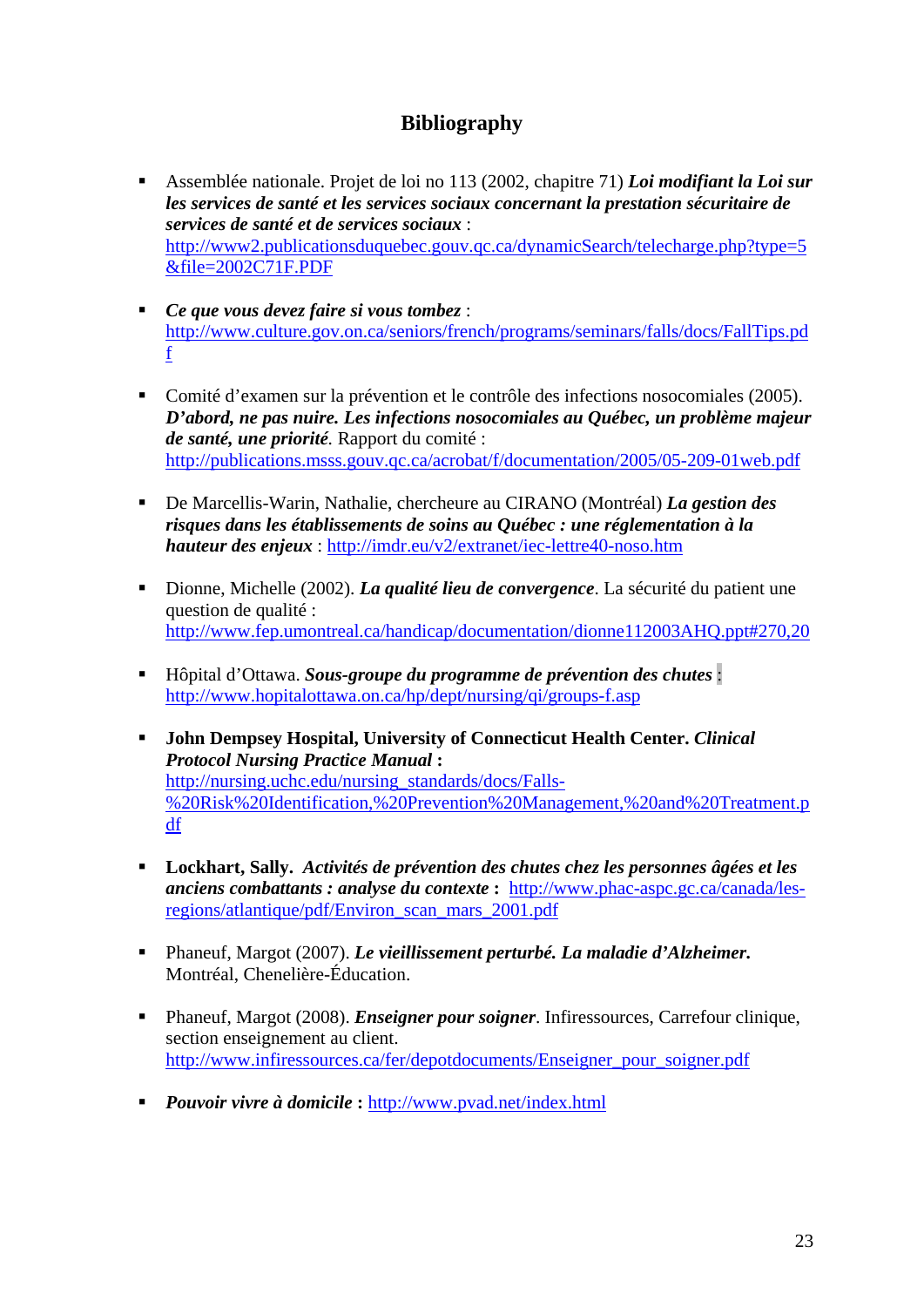## Bibliography

- Assemblée nationale. Projet de loi no 113 (2002, chapitre 71) ***Loi modifiant la Loi sur les services de santé et les services sociaux concernant la prestation sécuritaire de services de santé et de services sociaux*** : http://www2.publicationsduquebec.gouv.qc.ca/dynamicSearch/telecharge.php?type=5&file=2002C71F.PDF

- ***Ce que vous devez faire si vous tombez*** : http://www.culture.gov.on.ca/seniors/french/programs/seminars/falls/docs/FallTips.pdf

- Comité d'examen sur la prévention et le contrôle des infections nosocomiales (2005). ***D'abord, ne pas nuire. Les infections nosocomiales au Québec, un problème majeur de santé, une priorité****.* Rapport du comité : http://publications.msss.gouv.qc.ca/acrobat/f/documentation/2005/05-209-01web.pdf

- De Marcellis-Warin, Nathalie, chercheure au CIRANO (Montréal) ***La gestion des risques dans les établissements de soins au Québec : une réglementation à la hauteur des enjeux*** : http://imdr.eu/v2/extranet/iec-lettre40-noso.htm

- Dionne, Michelle (2002). ***La qualité lieu de convergence***. La sécurité du patient une question de qualité : http://www.fep.umontreal.ca/handicap/documentation/dionne112003AHQ.ppt#270,20

- Hôpital d'Ottawa. ***Sous-groupe du programme de prévention des chutes*** : http://www.hopitalottawa.on.ca/hp/dept/nursing/qi/groups-f.asp

- **John Dempsey Hospital, University of Connecticut Health Center. *Clinical Protocol Nursing Practice Manual* :** http://nursing.uchc.edu/nursing_standards/docs/Falls-%20Risk%20Identification,%20Prevention%20Management,%20and%20Treatment.pdf

- **Lockhart, Sally. *Activités de prévention des chutes chez les personnes âgées et les anciens combattants : analyse du contexte* :** http://www.phac-aspc.gc.ca/canada/les-regions/atlantique/pdf/Environ_scan_mars_2001.pdf

- Phaneuf, Margot (2007). ***Le vieillissement perturbé. La maladie d'Alzheimer.*** Montréal, Chenelière-Éducation.

- Phaneuf, Margot (2008). ***Enseigner pour soigner***. Infiressources, Carrefour clinique, section enseignement au client. http://www.infiressources.ca/fer/depotdocuments/Enseigner_pour_soigner.pdf

- ***Pouvoir vivre à domicile* :** http://www.pvad.net/index.html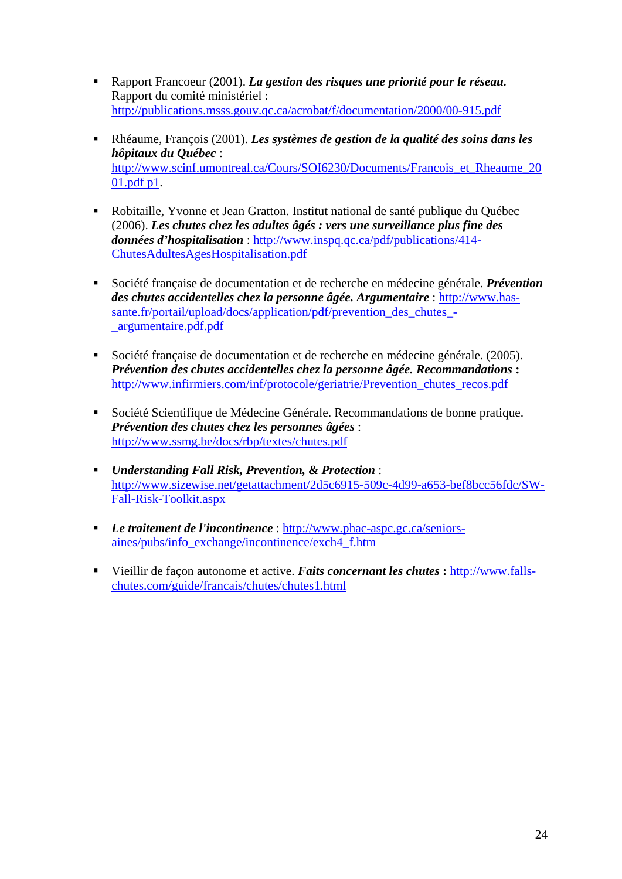- Rapport Francoeur (2001). ***La gestion des risques une priorité pour le réseau.*** Rapport du comité ministériel : http://publications.msss.gouv.qc.ca/acrobat/f/documentation/2000/00-915.pdf

- Rhéaume, François (2001). ***Les systèmes de gestion de la qualité des soins dans les hôpitaux du Québec*** : http://www.scinf.umontreal.ca/Cours/SOI6230/Documents/Francois_et_Rheaume_2001.pdf p1.

- Robitaille, Yvonne et Jean Gratton. Institut national de santé publique du Québec (2006). ***Les chutes chez les adultes âgés : vers une surveillance plus fine des données d'hospitalisation*** : http://www.inspq.qc.ca/pdf/publications/414-ChutesAdultesAgesHospitalisation.pdf

- Société française de documentation et de recherche en médecine générale. ***Prévention des chutes accidentelles chez la personne âgée. Argumentaire*** : http://www.has-sante.fr/portail/upload/docs/application/pdf/prevention_des_chutes_-_argumentaire.pdf.pdf

- Société française de documentation et de recherche en médecine générale. (2005). ***Prévention des chutes accidentelles chez la personne âgée. Recommandations*** **:** http://www.infirmiers.com/inf/protocole/geriatrie/Prevention_chutes_recos.pdf

- Société Scientifique de Médecine Générale. Recommandations de bonne pratique. ***Prévention des chutes chez les personnes âgées*** : http://www.ssmg.be/docs/rbp/textes/chutes.pdf

- ***Understanding Fall Risk, Prevention, & Protection*** : http://www.sizewise.net/getattachment/2d5c6915-509c-4d99-a653-bef8bcc56fdc/SW-Fall-Risk-Toolkit.aspx

- ***Le traitement de l'incontinence*** : http://www.phac-aspc.gc.ca/seniors-aines/pubs/info_exchange/incontinence/exch4_f.htm

- Vieillir de façon autonome et active. ***Faits concernant les chutes*** **:** http://www.falls-chutes.com/guide/francais/chutes/chutes1.html